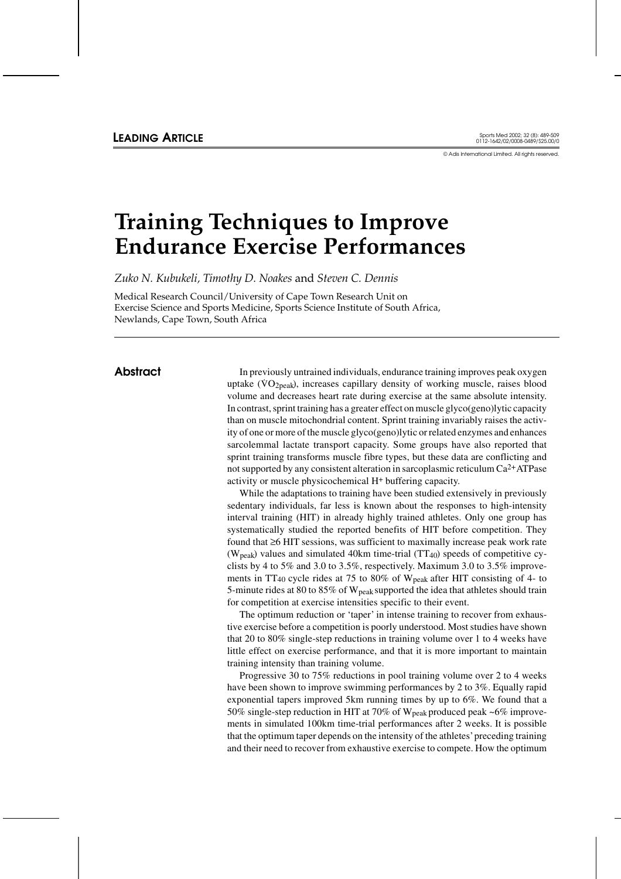LEADING ARTICLE

# Training Techniques to Improve Endurance Exercise Performances

*Zuko N. Kubukeli, Timothy D. Noakes* and *Steven C. Dennis*

Medical Research Council/University of Cape Town Research Unit on Exercise Science and Sports Medicine, Sports Science Institute of South Africa, Newlands, Cape Town, South Africa

## Abstract

In previously untrained individuals, endurance training improves peak oxygen uptake ($\dot{V}O_{2peak}$), increases capillary density of working muscle, raises blood volume and decreases heart rate during exercise at the same absolute intensity. In contrast, sprint training has a greater effect on muscle glyco(geno)lytic capacity than on muscle mitochondrial content. Sprint training invariably raises the activity of one or more of the muscle glyco(geno)lytic or related enzymes and enhances sarcolemmal lactate transport capacity. Some groups have also reported that sprint training transforms muscle fibre types, but these data are conflicting and not supported by any consistent alteration in sarcoplasmic reticulum $Ca^{2+}$ATPase activity or muscle physicochemical $H^+$ buffering capacity.

While the adaptations to training have been studied extensively in previously sedentary individuals, far less is known about the responses to high-intensity interval training (HIT) in already highly trained athletes. Only one group has systematically studied the reported benefits of HIT before competition. They found that ≥6 HIT sessions, was sufficient to maximally increase peak work rate ($W_{peak}$) values and simulated 40km time-trial ($TT_{40}$) speeds of competitive cyclists by 4 to 5% and 3.0 to 3.5%, respectively. Maximum 3.0 to 3.5% improvements in $TT_{40}$ cycle rides at 75 to 80% of $W_{peak}$ after HIT consisting of 4- to 5-minute rides at 80 to 85% of $W_{peak}$ supported the idea that athletes should train for competition at exercise intensities specific to their event.

The optimum reduction or 'taper' in intense training to recover from exhaustive exercise before a competition is poorly understood. Most studies have shown that 20 to 80% single-step reductions in training volume over 1 to 4 weeks have little effect on exercise performance, and that it is more important to maintain training intensity than training volume.

Progressive 30 to 75% reductions in pool training volume over 2 to 4 weeks have been shown to improve swimming performances by 2 to 3%. Equally rapid exponential tapers improved 5km running times by up to 6%. We found that a 50% single-step reduction in HIT at 70% of $W_{peak}$ produced peak ~6% improvements in simulated 100km time-trial performances after 2 weeks. It is possible that the optimum taper depends on the intensity of the athletes' preceding training and their need to recover from exhaustive exercise to compete. How the optimum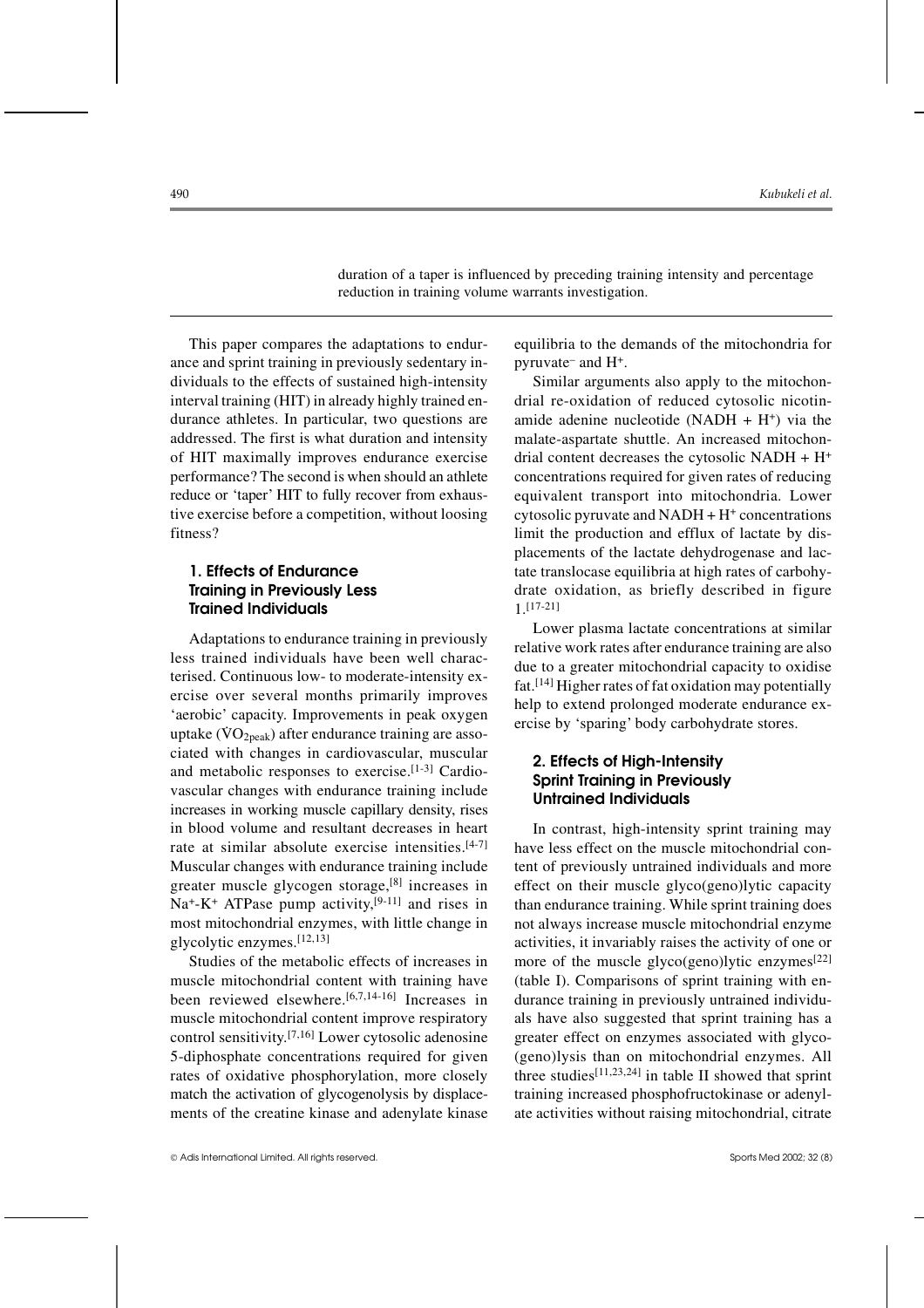duration of a taper is influenced by preceding training intensity and percentage reduction in training volume warrants investigation.

This paper compares the adaptations to endurance and sprint training in previously sedentary individuals to the effects of sustained high-intensity interval training (HIT) in already highly trained endurance athletes. In particular, two questions are addressed. The first is what duration and intensity of HIT maximally improves endurance exercise performance? The second is when should an athlete reduce or 'taper' HIT to fully recover from exhaustive exercise before a competition, without loosing fitness?

## 1. Effects of Endurance Training in Previously Less Trained Individuals

Adaptations to endurance training in previously less trained individuals have been well characterised. Continuous low- to moderate-intensity exercise over several months primarily improves 'aerobic' capacity. Improvements in peak oxygen uptake ($\dot{V}O_{2peak}$) after endurance training are associated with changes in cardiovascular, muscular and metabolic responses to exercise.[1-3] Cardiovascular changes with endurance training include increases in working muscle capillary density, rises in blood volume and resultant decreases in heart rate at similar absolute exercise intensities.[4-7] Muscular changes with endurance training include greater muscle glycogen storage,[8] increases in $Na^+$-$K^+$ ATPase pump activity,[9-11] and rises in most mitochondrial enzymes, with little change in glycolytic enzymes.[12,13]

Studies of the metabolic effects of increases in muscle mitochondrial content with training have been reviewed elsewhere.[6,7,14-16] Increases in muscle mitochondrial content improve respiratory control sensitivity.[7,16] Lower cytosolic adenosine 5-diphosphate concentrations required for given rates of oxidative phosphorylation, more closely match the activation of glycogenolysis by displacements of the creatine kinase and adenylate kinase equilibria to the demands of the mitochondria for pyruvate$^-$ and $H^+$.

Similar arguments also apply to the mitochondrial re-oxidation of reduced cytosolic nicotinamide adenine nucleotide ($NADH + H^+$) via the malate-aspartate shuttle. An increased mitochondrial content decreases the cytosolic $NADH + H^+$ concentrations required for given rates of reducing equivalent transport into mitochondria. Lower cytosolic pyruvate and $NADH + H^+$ concentrations limit the production and efflux of lactate by displacements of the lactate dehydrogenase and lactate translocase equilibria at high rates of carbohydrate oxidation, as briefly described in figure 1.[17-21]

Lower plasma lactate concentrations at similar relative work rates after endurance training are also due to a greater mitochondrial capacity to oxidise fat.[14] Higher rates of fat oxidation may potentially help to extend prolonged moderate endurance exercise by 'sparing' body carbohydrate stores.

## 2. Effects of High-Intensity Sprint Training in Previously Untrained Individuals

In contrast, high-intensity sprint training may have less effect on the muscle mitochondrial content of previously untrained individuals and more effect on their muscle glyco(geno)lytic capacity than endurance training. While sprint training does not always increase muscle mitochondrial enzyme activities, it invariably raises the activity of one or more of the muscle glyco(geno)lytic enzymes[22] (table I). Comparisons of sprint training with endurance training in previously untrained individuals have also suggested that sprint training has a greater effect on enzymes associated with glyco(geno)lysis than on mitochondrial enzymes. All three studies[11,23,24] in table II showed that sprint training increased phosphofructokinase or adenylate activities without raising mitochondrial, citrate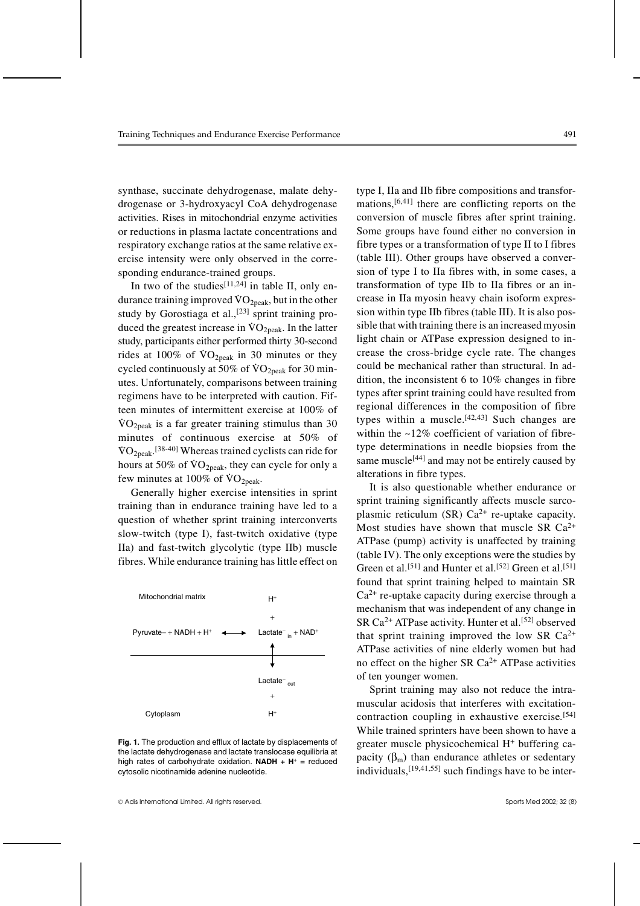synthase, succinate dehydrogenase, malate dehydrogenase or 3-hydroxyacyl CoA dehydrogenase activities. Rises in mitochondrial enzyme activities or reductions in plasma lactate concentrations and respiratory exchange ratios at the same relative exercise intensity were only observed in the corresponding endurance-trained groups.

In two of the studies[11,24] in table II, only endurance training improved $\dot{V}O_{2peak}$, but in the other study by Gorostiaga et al.,[23] sprint training produced the greatest increase in $\dot{V}O_{2peak}$. In the latter study, participants either performed thirty 30-second rides at 100% of $\dot{V}O_{2peak}$ in 30 minutes or they cycled continuously at 50% of $\dot{V}O_{2peak}$ for 30 minutes. Unfortunately, comparisons between training regimens have to be interpreted with caution. Fifteen minutes of intermittent exercise at 100% of $\dot{V}O_{2peak}$ is a far greater training stimulus than 30 minutes of continuous exercise at 50% of $\dot{V}O_{2peak}$.[38-40] Whereas trained cyclists can ride for hours at 50% of $\dot{V}O_{2peak}$, they can cycle for only a few minutes at 100% of $\dot{V}O_{2peak}$.

Generally higher exercise intensities in sprint training than in endurance training have led to a question of whether sprint training interconverts slow-twitch (type I), fast-twitch oxidative (type IIa) and fast-twitch glycolytic (type IIb) muscle fibres. While endurance training has little effect on type I, IIa and IIb fibre compositions and transformations,[6,41] there are conflicting reports on the conversion of muscle fibres after sprint training. Some groups have found either no conversion in fibre types or a transformation of type II to I fibres (table III). Other groups have observed a conversion of type I to IIa fibres with, in some cases, a transformation of type IIb to IIa fibres or an increase in IIa myosin heavy chain isoform expression within type IIb fibres (table III). It is also possible that with training there is an increased myosin light chain or ATPase expression designed to increase the cross-bridge cycle rate. The changes could be mechanical rather than structural. In addition, the inconsistent 6 to 10% changes in fibre types after sprint training could have resulted from regional differences in the composition of fibre types within a muscle.[42,43] Such changes are within the ~12% coefficient of variation of fibre-type determinations in needle biopsies from the same muscle[44] and may not be entirely caused by alterations in fibre types.

It is also questionable whether endurance or sprint training significantly affects muscle sarcoplasmic reticulum (SR) $Ca^{2+}$ re-uptake capacity. Most studies have shown that muscle SR $Ca^{2+}$ ATPase (pump) activity is unaffected by training (table IV). The only exceptions were the studies by Green et al.[51] and Hunter et al.[52] Green et al.[51] found that sprint training helped to maintain SR $Ca^{2+}$ re-uptake capacity during exercise through a mechanism that was independent of any change in SR $Ca^{2+}$ ATPase activity. Hunter et al.[52] observed that sprint training improved the low SR $Ca^{2+}$ ATPase activities of nine elderly women but had no effect on the higher SR $Ca^{2+}$ ATPase activities of ten younger women.

Sprint training may also not reduce the intramuscular acidosis that interferes with excitation-contraction coupling in exhaustive exercise.[54] While trained sprinters have been shown to have a greater muscle physicochemical $H^+$ buffering capacity ($\beta_m$) than endurance athletes or sedentary individuals,[19,41,55] such findings have to be inter-

Mitochondrial matrix

$$Pyruvate^- + NADH + H^+ \longleftrightarrow Lactate^-_{in} + NAD^+ + H^+$$

$$\updownarrow$$

$$Lactate^-_{out} + H^+$$

Cytoplasm

**Fig. 1.** The production and efflux of lactate by displacements of the lactate dehydrogenase and lactate translocase equilibria at high rates of carbohydrate oxidation. **NADH + H+** = reduced cytosolic nicotinamide adenine nucleotide.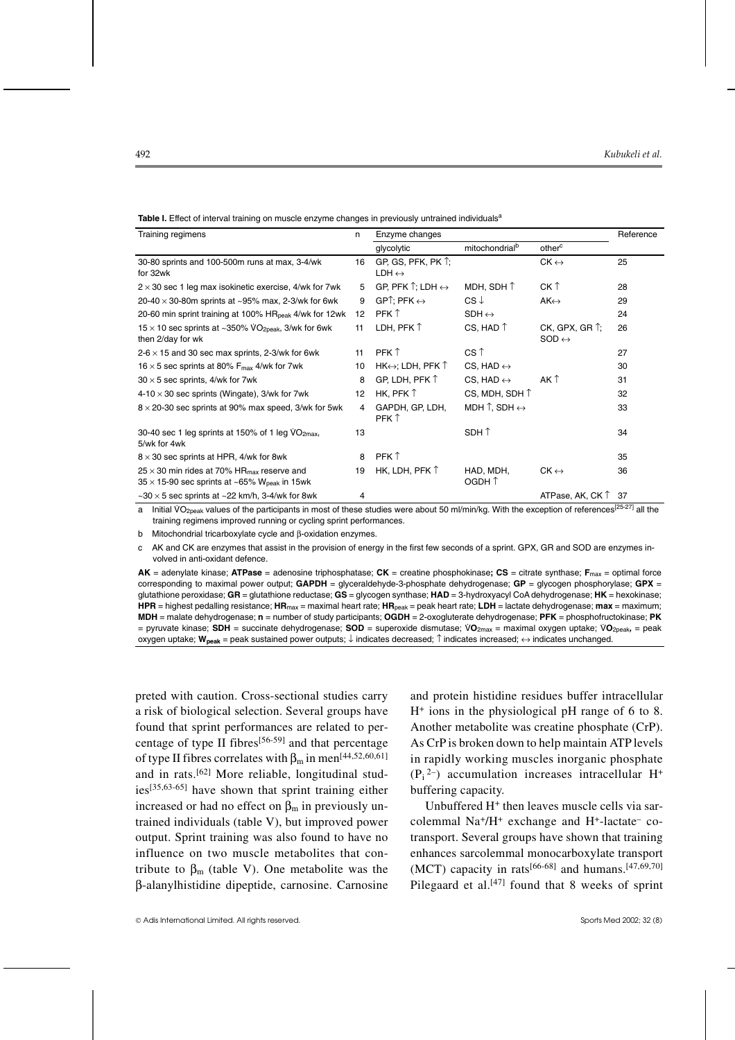**Table I.** Effect of interval training on muscle enzyme changes in previously untrained individuals[a]

| Training regimens | n | Enzyme changes | | | Reference |
|---|---|---|---|---|---|
| | | glycolytic | mitochondrial[b] | other[c] | |
| 30-80 sprints and 100-500m runs at max, 3-4/wk for 32wk | 16 | GP, GS, PFK, PK ↑; LDH ↔ | | CK ↔ | 25 |
| 2 × 30 sec 1 leg max isokinetic exercise, 4/wk for 7wk | 5 | GP, PFK ↑; LDH ↔ | MDH, SDH ↑ | CK ↑ | 28 |
| 20-40 × 30-80m sprints at ~95% max, 2-3/wk for 6wk | 9 | GP↑; PFK ↔ | CS ↓ | AK↔ | 29 |
| 20-60 min sprint training at 100% $HR_{peak}$ 4/wk for 12wk | 12 | PFK ↑ | SDH ↔ | | 24 |
| 15 × 10 sec sprints at ~350% $\dot{V}O_{2peak}$, 3/wk for 6wk then 2/day for wk | 11 | LDH, PFK ↑ | CS, HAD ↑ | CK, GPX, GR ↑; SOD ↔ | 26 |
| 2-6 × 15 and 30 sec max sprints, 2-3/wk for 6wk | 11 | PFK ↑ | CS ↑ | | 27 |
| 16 × 5 sec sprints at 80% $F_{max}$ 4/wk for 7wk | 10 | HK↔; LDH, PFK ↑ | CS, HAD ↔ | | 30 |
| 30 × 5 sec sprints, 4/wk for 7wk | 8 | GP, LDH, PFK ↑ | CS, HAD ↔ | AK ↑ | 31 |
| 4-10 × 30 sec sprints (Wingate), 3/wk for 7wk | 12 | HK, PFK ↑ | CS, MDH, SDH ↑ | | 32 |
| 8 × 20-30 sec sprints at 90% max speed, 3/wk for 5wk | 4 | GAPDH, GP, LDH, PFK ↑ | MDH ↑, SDH ↔ | | 33 |
| 30-40 sec 1 leg sprints at 150% of 1 leg $\dot{V}O_{2max}$, 5/wk for 4wk | 13 | | SDH ↑ | | 34 |
| 8 × 30 sec sprints at HPR, 4/wk for 8wk | 8 | PFK ↑ | | | 35 |
| 25 × 30 min rides at 70% $HR_{max}$ reserve and 35 × 15-90 sec sprints at ~65% $W_{peak}$ in 15wk | 19 | HK, LDH, PFK ↑ | HAD, MDH, OGDH ↑ | CK ↔ | 36 |
| ~30 × 5 sec sprints at ~22 km/h, 3-4/wk for 8wk | 4 | | | ATPase, AK, CK ↑ | 37 |

a Initial $\dot{V}O_{2peak}$ values of the participants in most of these studies were about 50 ml/min/kg. With the exception of references[25-27] all the training regimens improved running or cycling sprint performances.

b Mitochondrial tricarboxylate cycle and β-oxidation enzymes.

c AK and CK are enzymes that assist in the provision of energy in the first few seconds of a sprint. GPX, GR and SOD are enzymes involved in anti-oxidant defence.

**AK** = adenylate kinase; **ATPase** = adenosine triphosphatase; **CK** = creatine phosphokinase; **CS** = citrate synthase; $F_{max}$ = optimal force corresponding to maximal power output; **GAPDH** = glyceraldehyde-3-phosphate dehydrogenase; **GP** = glycogen phosphorylase; **GPX** = glutathione peroxidase; **GR** = glutathione reductase; **GS** = glycogen synthase; **HAD** = 3-hydroxyacyl CoA dehydrogenase; **HK** = hexokinase; **HPR** = highest pedalling resistance; $HR_{max}$ = maximal heart rate; $HR_{peak}$ = peak heart rate; **LDH** = lactate dehydrogenase; **max** = maximum; **MDH** = malate dehydrogenase; **n** = number of study participants; **OGDH** = 2-oxoglutarate dehydrogenase; **PFK** = phosphofructokinase; **PK** = pyruvate kinase; **SDH** = succinate dehydrogenase; **SOD** = superoxide dismutase; $\dot{V}O_{2max}$ = maximal oxygen uptake; $\dot{V}O_{2peak}$ = peak oxygen uptake; $W_{peak}$ = peak sustained power outputs; ↓ indicates decreased; ↑ indicates increased; ↔ indicates unchanged.

preted with caution. Cross-sectional studies carry a risk of biological selection. Several groups have found that sprint performances are related to percentage of type II fibres[56-59] and that percentage of type II fibres correlates with $\beta_m$ in men[44,52,60,61] and in rats.[62] More reliable, longitudinal studies[35,63-65] have shown that sprint training either increased or had no effect on $\beta_m$ in previously untrained individuals (table V), but improved power output. Sprint training was also found to have no influence on two muscle metabolites that contribute to $\beta_m$ (table V). One metabolite was the β-alanylhistidine dipeptide, carnosine. Carnosine and protein histidine residues buffer intracellular $H^+$ ions in the physiological pH range of 6 to 8. Another metabolite was creatine phosphate (CrP). As CrP is broken down to help maintain ATP levels in rapidly working muscles inorganic phosphate ($P_i^{\,2-}$) accumulation increases intracellular $H^+$ buffering capacity.

Unbuffered $H^+$ then leaves muscle cells via sarcolemmal $Na^+/H^+$ exchange and $H^+$-lactate$^-$ cotransport. Several groups have shown that training enhances sarcolemmal monocarboxylate transport (MCT) capacity in rats[66-68] and humans.[47,69,70] Pilegaard et al.[47] found that 8 weeks of sprint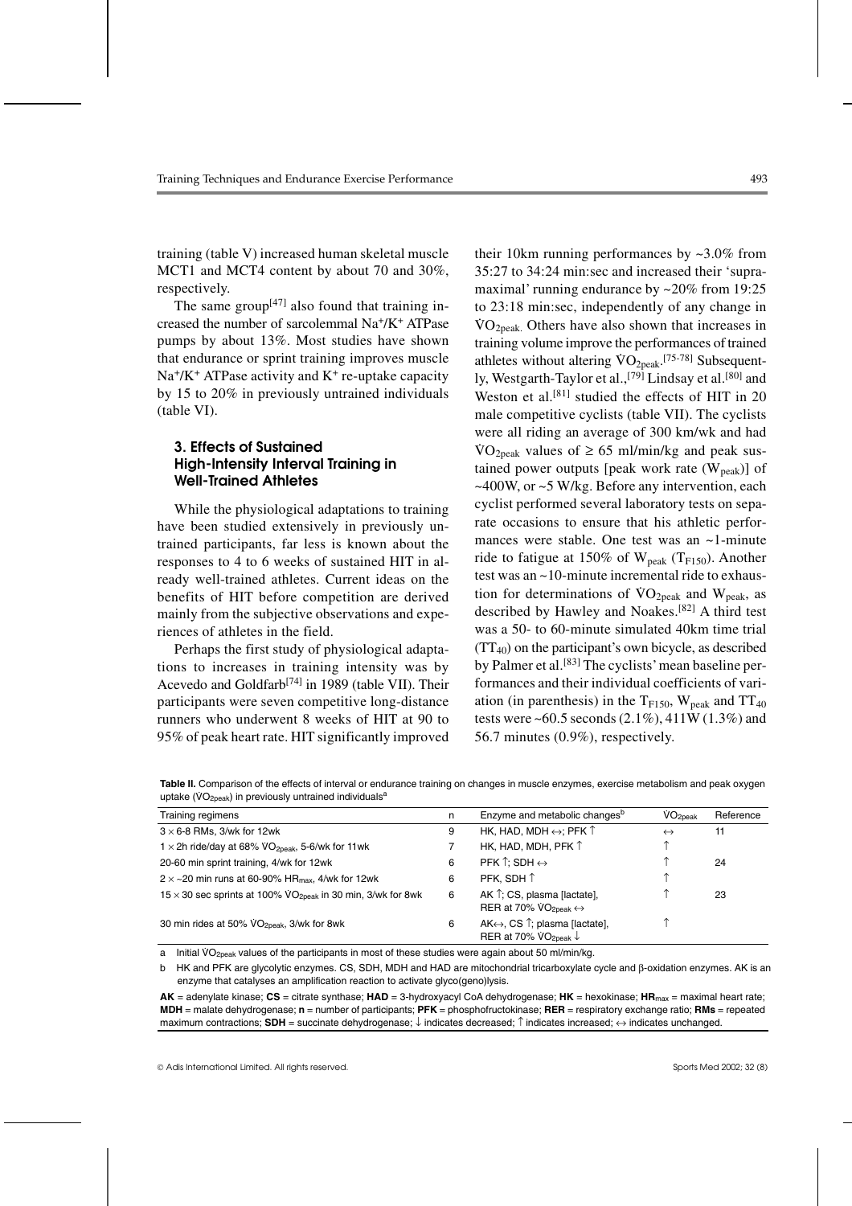training (table V) increased human skeletal muscle MCT1 and MCT4 content by about 70 and 30%, respectively.

The same group[47] also found that training increased the number of sarcolemmal $Na^+/K^+$ ATPase pumps by about 13%. Most studies have shown that endurance or sprint training improves muscle $Na^+/K^+$ ATPase activity and $K^+$ re-uptake capacity by 15 to 20% in previously untrained individuals (table VI).

## 3. Effects of Sustained High-Intensity Interval Training in Well-Trained Athletes

While the physiological adaptations to training have been studied extensively in previously untrained participants, far less is known about the responses to 4 to 6 weeks of sustained HIT in already well-trained athletes. Current ideas on the benefits of HIT before competition are derived mainly from the subjective observations and experiences of athletes in the field.

Perhaps the first study of physiological adaptations to increases in training intensity was by Acevedo and Goldfarb[74] in 1989 (table VII). Their participants were seven competitive long-distance runners who underwent 8 weeks of HIT at 90 to 95% of peak heart rate. HIT significantly improved their 10km running performances by ~3.0% from 35:27 to 34:24 min:sec and increased their 'supramaximal' running endurance by ~20% from 19:25 to 23:18 min:sec, independently of any change in $\dot{V}O_{2peak}$. Others have also shown that increases in training volume improve the performances of trained athletes without altering $\dot{V}O_{2peak}$.[75-78] Subsequently, Westgarth-Taylor et al.,[79] Lindsay et al.[80] and Weston et al.[81] studied the effects of HIT in 20 male competitive cyclists (table VII). The cyclists were all riding an average of 300 km/wk and had $\dot{V}O_{2peak}$ values of ≥ 65 ml/min/kg and peak sustained power outputs [peak work rate ($W_{peak}$)] of ~400W, or ~5 W/kg. Before any intervention, each cyclist performed several laboratory tests on separate occasions to ensure that his athletic performances were stable. One test was an ~1-minute ride to fatigue at 150% of $W_{peak}$ ($T_{F150}$). Another test was an ~10-minute incremental ride to exhaustion for determinations of $\dot{V}O_{2peak}$ and $W_{peak}$, as described by Hawley and Noakes.[82] A third test was a 50- to 60-minute simulated 40km time trial ($TT_{40}$) on the participant's own bicycle, as described by Palmer et al.[83] The cyclists' mean baseline performances and their individual coefficients of variation (in parenthesis) in the $T_{F150}$, $W_{peak}$ and $TT_{40}$ tests were ~60.5 seconds (2.1%), 411W (1.3%) and 56.7 minutes (0.9%), respectively.

**Table II.** Comparison of the effects of interval or endurance training on changes in muscle enzymes, exercise metabolism and peak oxygen uptake ($\dot{V}O_{2peak}$) in previously untrained individuals[a]

| Training regimens | n | Enzyme and metabolic changes[b] | $\dot{V}O_{2peak}$ | Reference |
|---|---|---|---|---|
| 3 × 6-8 RMs, 3/wk for 12wk | 9 | HK, HAD, MDH ↔; PFK ↑ | ↔ | 11 |
| 1 × 2h ride/day at 68% $\dot{V}O_{2peak}$, 5-6/wk for 11wk | 7 | HK, HAD, MDH, PFK ↑ | ↑ | |
| 20-60 min sprint training, 4/wk for 12wk | 6 | PFK ↑; SDH ↔ | ↑ | 24 |
| 2 × ~20 min runs at 60-90% $HR_{max}$, 4/wk for 12wk | 6 | PFK, SDH ↑ | ↑ | |
| 15 × 30 sec sprints at 100% $\dot{V}O_{2peak}$ in 30 min, 3/wk for 8wk | 6 | AK ↑; CS, plasma [lactate], RER at 70% $\dot{V}O_{2peak}$ ↔ | ↑ | 23 |
| 30 min rides at 50% $\dot{V}O_{2peak}$, 3/wk for 8wk | 6 | AK↔, CS ↑; plasma [lactate], RER at 70% $\dot{V}O_{2peak}$ ↓ | ↑ | |

a Initial $\dot{V}O_{2peak}$ values of the participants in most of these studies were again about 50 ml/min/kg.

b HK and PFK are glycolytic enzymes. CS, SDH, MDH and HAD are mitochondrial tricarboxylate cycle and β-oxidation enzymes. AK is an enzyme that catalyses an amplification reaction to activate glyco(geno)lysis.

**AK** = adenylate kinase; **CS** = citrate synthase; **HAD** = 3-hydroxyacyl CoA dehydrogenase; **HK** = hexokinase; **$HR_{max}$** = maximal heart rate; **MDH** = malate dehydrogenase; **n** = number of participants; **PFK** = phosphofructokinase; **RER** = respiratory exchange ratio; **RMs** = repeated maximum contractions; **SDH** = succinate dehydrogenase; ↓ indicates decreased; ↑ indicates increased; ↔ indicates unchanged.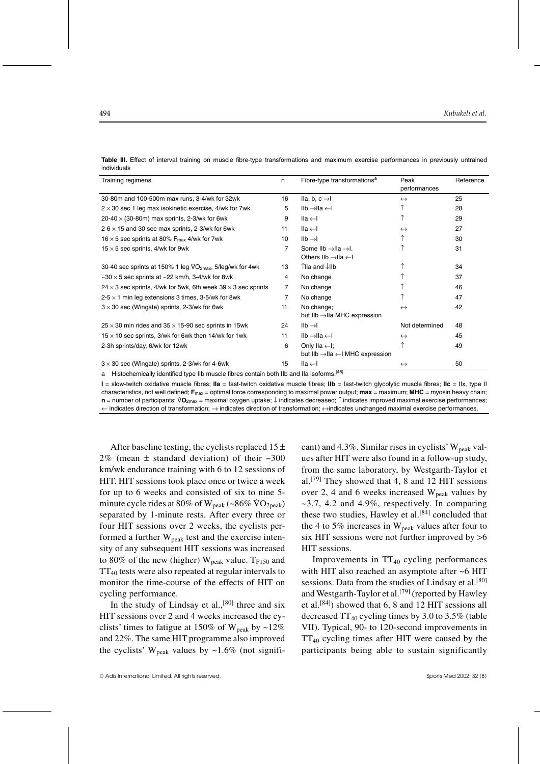**Table III.** Effect of interval training on muscle fibre-type transformations and maximum exercise performances in previously untrained individuals

| Training regimens | n | Fibre-type transformations[a] | Peak performances | Reference |
|---|---|---|---|---|
| 30-80m and 100-500m max runs, 3-4/wk for 32wk | 16 | IIa, b, c →I | ↔ | 25 |
| 2 × 30 sec 1 leg max isokinetic exercise, 4/wk for 7wk | 5 | IIb →IIa ←I | ↑ | 28 |
| 20-40 × (30-80m) max sprints, 2-3/wk for 6wk | 9 | IIa ←I | ↑ | 29 |
| 2-6 × 15 and 30 sec max sprints, 2-3/wk for 6wk | 11 | IIa ←I | ↔ | 27 |
| 16 × 5 sec sprints at 80% $F_{max}$ 4/wk for 7wk | 10 | IIb →I | ↑ | 30 |
| 15 × 5 sec sprints, 4/wk for 9wk | 7 | Some IIb →IIa →I. Others IIb →IIa ←I | ↑ | 31 |
| 30-40 sec sprints at 150% 1 leg $\dot{V}O_{2max}$, 5/leg/wk for 4wk | 13 | ↑IIa and ↓IIb | ↑ | 34 |
| ~30 × 5 sec sprints at ~22 km/h, 3-4/wk for 8wk | 4 | No change | ↑ | 37 |
| 24 × 3 sec sprints, 4/wk for 5wk, 6th week 39 × 3 sec sprints | 7 | No change | ↑ | 46 |
| 2-5 × 1 min leg extensions 3 times, 3-5/wk for 8wk | 7 | No change | ↑ | 47 |
| 3 × 30 sec (Wingate) sprints, 2-3/wk for 6wk | 11 | No change; but IIb →IIa MHC expression | ↔ | 42 |
| 25 × 30 min rides and 35 × 15-90 sec sprints in 15wk | 24 | IIb →I | Not determined | 48 |
| 15 × 10 sec sprints, 3/wk for 6wk then 14/wk for 1wk | 11 | IIb →IIa ←I | ↔ | 45 |
| 2-3h sprints/day, 6/wk for 12wk | 6 | Only IIa ←I; but IIb →IIa ←I MHC expression | ↑ | 49 |
| 3 × 30 sec (Wingate) sprints, 2-3/wk for 4-6wk | 15 | IIa ←I | ↔ | 50 |

a Histochemically identified type IIb muscle fibres contain both IIb and IIa isoforms.[45]

**I** = slow-twitch oxidative muscle fibres; **IIa** = fast-twitch oxidative muscle fibres; **IIb** = fast-twitch glycolytic muscle fibres; **IIc** = IIx, type II characteristics, not well defined; $\mathbf{F_{max}}$ = optimal force corresponding to maximal power output; **max** = maximum; **MHC** = myosin heavy chain; **n** = number of participants; $\mathbf{\dot{V}O_{2max}}$ = maximal oxygen uptake; ↓ indicates decreased; ↑ indicates improved maximal exercise performances; ← indicates direction of transformation; → indicates direction of transformation; ↔ indicates unchanged maximal exercise performances.

After baseline testing, the cyclists replaced 15 ± 2% (mean ± standard deviation) of their ~300 km/wk endurance training with 6 to 12 sessions of HIT. HIT sessions took place once or twice a week for up to 6 weeks and consisted of six to nine 5-minute cycle rides at 80% of $W_{peak}$ (~86% $\dot{V}O_{2peak}$) separated by 1-minute rests. After every three or four HIT sessions over 2 weeks, the cyclists performed a further $W_{peak}$ test and the exercise intensity of any subsequent HIT sessions was increased to 80% of the new (higher) $W_{peak}$ value. $T_{F150}$ and $TT_{40}$ tests were also repeated at regular intervals to monitor the time-course of the effects of HIT on cycling performance.

In the study of Lindsay et al.,[80] three and six HIT sessions over 2 and 4 weeks increased the cyclists' times to fatigue at 150% of $W_{peak}$ by ~12% and 22%. The same HIT programme also improved the cyclists' $W_{peak}$ values by ~1.6% (not significant) and 4.3%. Similar rises in cyclists' $W_{peak}$ values after HIT were also found in a follow-up study, from the same laboratory, by Westgarth-Taylor et al.[79] They showed that 4, 8 and 12 HIT sessions over 2, 4 and 6 weeks increased $W_{peak}$ values by ~3.7, 4.2 and 4.9%, respectively. In comparing these two studies, Hawley et al.[84] concluded that the 4 to 5% increases in $W_{peak}$ values after four to six HIT sessions were not further improved by >6 HIT sessions.

Improvements in $TT_{40}$ cycling performances with HIT also reached an asymptote after ~6 HIT sessions. Data from the studies of Lindsay et al.[80] and Westgarth-Taylor et al.[79] (reported by Hawley et al.[84]) showed that 6, 8 and 12 HIT sessions all decreased $TT_{40}$ cycling times by 3.0 to 3.5% (table VII). Typical, 90- to 120-second improvements in $TT_{40}$ cycling times after HIT were caused by the participants being able to sustain significantly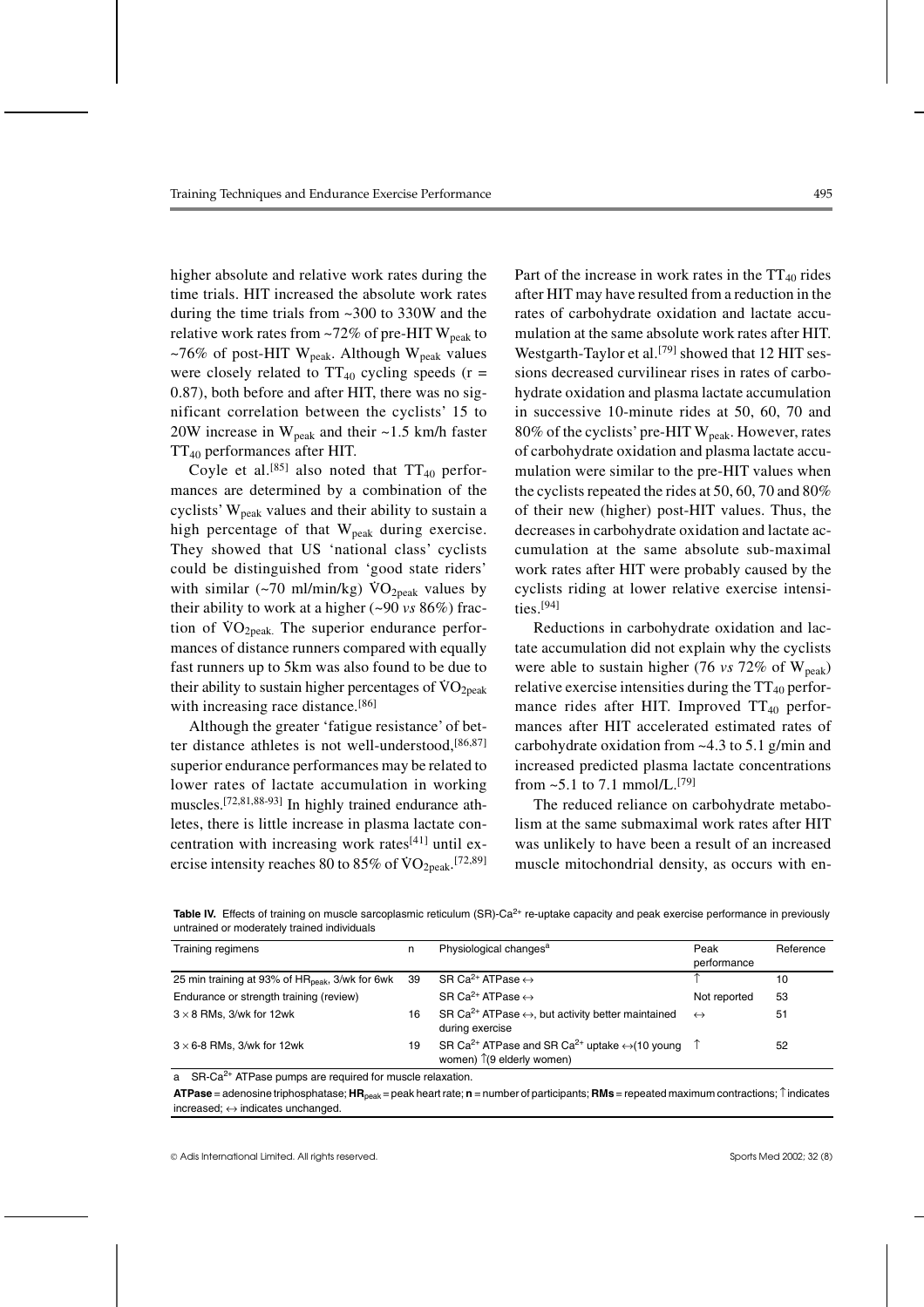higher absolute and relative work rates during the time trials. HIT increased the absolute work rates during the time trials from ~300 to 330W and the relative work rates from ~72% of pre-HIT $W_{peak}$ to ~76% of post-HIT $W_{peak}$. Although $W_{peak}$ values were closely related to $TT_{40}$ cycling speeds (r = 0.87), both before and after HIT, there was no significant correlation between the cyclists' 15 to 20W increase in $W_{peak}$ and their ~1.5 km/h faster $TT_{40}$ performances after HIT.

Coyle et al.[85] also noted that $TT_{40}$ performances are determined by a combination of the cyclists' $W_{peak}$ values and their ability to sustain a high percentage of that $W_{peak}$ during exercise. They showed that US 'national class' cyclists could be distinguished from 'good state riders' with similar (~70 ml/min/kg) $\dot{V}O_{2peak}$ values by their ability to work at a higher (~90 *vs* 86%) fraction of $\dot{V}O_{2peak}$. The superior endurance performances of distance runners compared with equally fast runners up to 5km was also found to be due to their ability to sustain higher percentages of $\dot{V}O_{2peak}$ with increasing race distance.[86]

Although the greater 'fatigue resistance' of better distance athletes is not well-understood,[86,87] superior endurance performances may be related to lower rates of lactate accumulation in working muscles.[72,81,88-93] In highly trained endurance athletes, there is little increase in plasma lactate concentration with increasing work rates[41] until exercise intensity reaches 80 to 85% of $\dot{V}O_{2peak}$.[72,89] Part of the increase in work rates in the $TT_{40}$ rides after HIT may have resulted from a reduction in the rates of carbohydrate oxidation and lactate accumulation at the same absolute work rates after HIT. Westgarth-Taylor et al.[79] showed that 12 HIT sessions decreased curvilinear rises in rates of carbohydrate oxidation and plasma lactate accumulation in successive 10-minute rides at 50, 60, 70 and 80% of the cyclists' pre-HIT $W_{peak}$. However, rates of carbohydrate oxidation and plasma lactate accumulation were similar to the pre-HIT values when the cyclists repeated the rides at 50, 60, 70 and 80% of their new (higher) post-HIT values. Thus, the decreases in carbohydrate oxidation and lactate accumulation at the same absolute sub-maximal work rates after HIT were probably caused by the cyclists riding at lower relative exercise intensities.[94]

Reductions in carbohydrate oxidation and lactate accumulation did not explain why the cyclists were able to sustain higher (76 *vs* 72% of $W_{peak}$) relative exercise intensities during the $TT_{40}$ performance rides after HIT. Improved $TT_{40}$ performances after HIT accelerated estimated rates of carbohydrate oxidation from ~4.3 to 5.1 g/min and increased predicted plasma lactate concentrations from ~5.1 to 7.1 mmol/L.[79]

The reduced reliance on carbohydrate metabolism at the same submaximal work rates after HIT was unlikely to have been a result of an increased muscle mitochondrial density, as occurs with en-

**Table IV.** Effects of training on muscle sarcoplasmic reticulum (SR)-$Ca^{2+}$ re-uptake capacity and peak exercise performance in previously untrained or moderately trained individuals

| Training regimens | n | Physiological changes[a] | Peak performance | Reference |
|---|---|---|---|---|
| 25 min training at 93% of $HR_{peak}$, 3/wk for 6wk | 39 | SR $Ca^{2+}$ ATPase ↔ | ↑ | 10 |
| Endurance or strength training (review) | | SR $Ca^{2+}$ ATPase ↔ | Not reported | 53 |
| 3 × 8 RMs, 3/wk for 12wk | 16 | SR $Ca^{2+}$ ATPase ↔, but activity better maintained during exercise | ↔ | 51 |
| 3 × 6-8 RMs, 3/wk for 12wk | 19 | SR $Ca^{2+}$ ATPase and SR $Ca^{2+}$ uptake ↔(10 young women) ↑(9 elderly women) | ↑ | 52 |

a SR-$Ca^{2+}$ ATPase pumps are required for muscle relaxation.

**ATPase** = adenosine triphosphatase; **$HR_{peak}$** = peak heart rate; **n** = number of participants; **RMs** = repeated maximum contractions; ↑ indicates increased; ↔ indicates unchanged.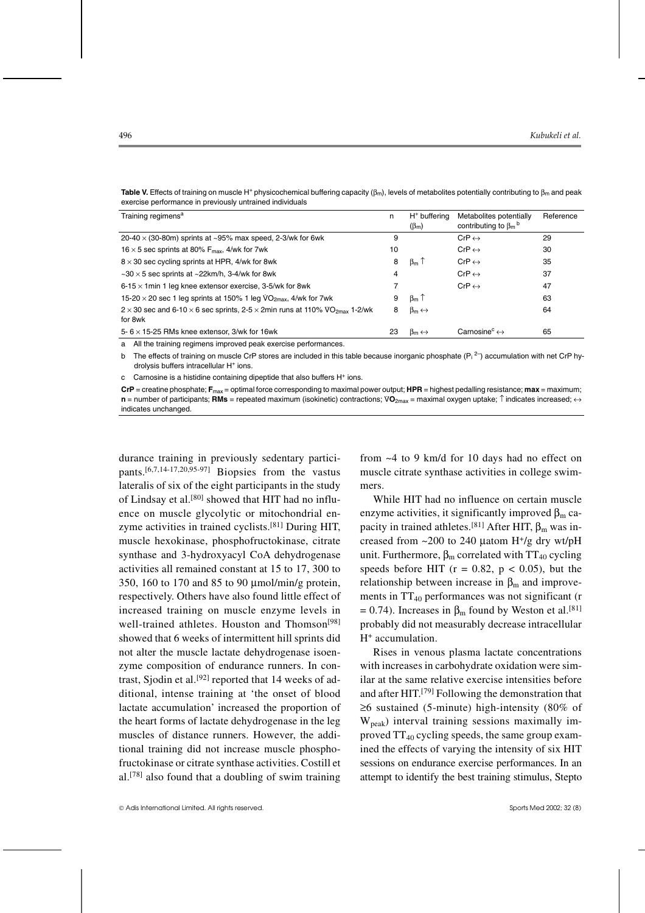**Table V.** Effects of training on muscle $H^+$ physicochemical buffering capacity ($\beta_m$), levels of metabolites potentially contributing to $\beta_m$ and peak exercise performance in previously untrained individuals

| Training regimens[a] | n | $H^+$ buffering ($\beta_m$) | Metabolites potentially contributing to $\beta_m$[b] | Reference |
|---|---|---|---|---|
| 20-40 × (30-80m) sprints at ~95% max speed, 2-3/wk for 6wk | 9 | | CrP ↔ | 29 |
| 16 × 5 sec sprints at 80% $F_{max}$, 4/wk for 7wk | 10 | | CrP ↔ | 30 |
| 8 × 30 sec cycling sprints at HPR, 4/wk for 8wk | 8 | $\beta_m$ ↑ | CrP ↔ | 35 |
| ~30 × 5 sec sprints at ~22km/h, 3-4/wk for 8wk | 4 | | CrP ↔ | 37 |
| 6-15 × 1min 1 leg knee extensor exercise, 3-5/wk for 8wk | 7 | | CrP ↔ | 47 |
| 15-20 × 20 sec 1 leg sprints at 150% 1 leg $\dot{V}O_{2max}$, 4/wk for 7wk | 9 | $\beta_m$ ↑ | | 63 |
| 2 × 30 sec and 6-10 × 6 sec sprints, 2-5 × 2min runs at 110% $\dot{V}O_{2max}$ 1-2/wk for 8wk | 8 | $\beta_m$ ↔ | | 64 |
| 5- 6 × 15-25 RMs knee extensor, 3/wk for 16wk | 23 | $\beta_m$ ↔ | Carnosine[c] ↔ | 65 |

a All the training regimens improved peak exercise performances.

b The effects of training on muscle CrP stores are included in this table because inorganic phosphate ($P_i^{2-}$) accumulation with net CrP hydrolysis buffers intracellular $H^+$ ions.

c Carnosine is a histidine containing dipeptide that also buffers $H^+$ ions.

**CrP** = creatine phosphate; **$F_{max}$** = optimal force corresponding to maximal power output; **HPR** = highest pedalling resistance; **max** = maximum; **n** = number of participants; **RMs** = repeated maximum (isokinetic) contractions; **$\dot{V}O_{2max}$** = maximal oxygen uptake; ↑ indicates increased; ↔ indicates unchanged.

durance training in previously sedentary participants.[6,7,14-17,20,95-97] Biopsies from the vastus lateralis of six of the eight participants in the study of Lindsay et al.[80] showed that HIT had no influence on muscle glycolytic or mitochondrial enzyme activities in trained cyclists.[81] During HIT, muscle hexokinase, phosphofructokinase, citrate synthase and 3-hydroxyacyl CoA dehydrogenase activities all remained constant at 15 to 17, 300 to 350, 160 to 170 and 85 to 90 μmol/min/g protein, respectively. Others have also found little effect of increased training on muscle enzyme levels in well-trained athletes. Houston and Thomson[98] showed that 6 weeks of intermittent hill sprints did not alter the muscle lactate dehydrogenase isoenzyme composition of endurance runners. In contrast, Sjodin et al.[92] reported that 14 weeks of additional, intense training at 'the onset of blood lactate accumulation' increased the proportion of the heart forms of lactate dehydrogenase in the leg muscles of distance runners. However, the additional training did not increase muscle phosphofructokinase or citrate synthase activities. Costill et al.[78] also found that a doubling of swim training from ~4 to 9 km/d for 10 days had no effect on muscle citrate synthase activities in college swimmers.

While HIT had no influence on certain muscle enzyme activities, it significantly improved $\beta_m$ capacity in trained athletes.[81] After HIT, $\beta_m$ was increased from ~200 to 240 μatom $H^+$/g dry wt/pH unit. Furthermore, $\beta_m$ correlated with $TT_{40}$ cycling speeds before HIT ($r = 0.82$, $p < 0.05$), but the relationship between increase in $\beta_m$ and improvements in $TT_{40}$ performances was not significant ($r = 0.74$). Increases in $\beta_m$ found by Weston et al.[81] probably did not measurably decrease intracellular $H^+$ accumulation.

Rises in venous plasma lactate concentrations with increases in carbohydrate oxidation were similar at the same relative exercise intensities before and after HIT.[79] Following the demonstration that ≥6 sustained (5-minute) high-intensity (80% of $W_{peak}$) interval training sessions maximally improved $TT_{40}$ cycling speeds, the same group examined the effects of varying the intensity of six HIT sessions on endurance exercise performances. In an attempt to identify the best training stimulus, Stepto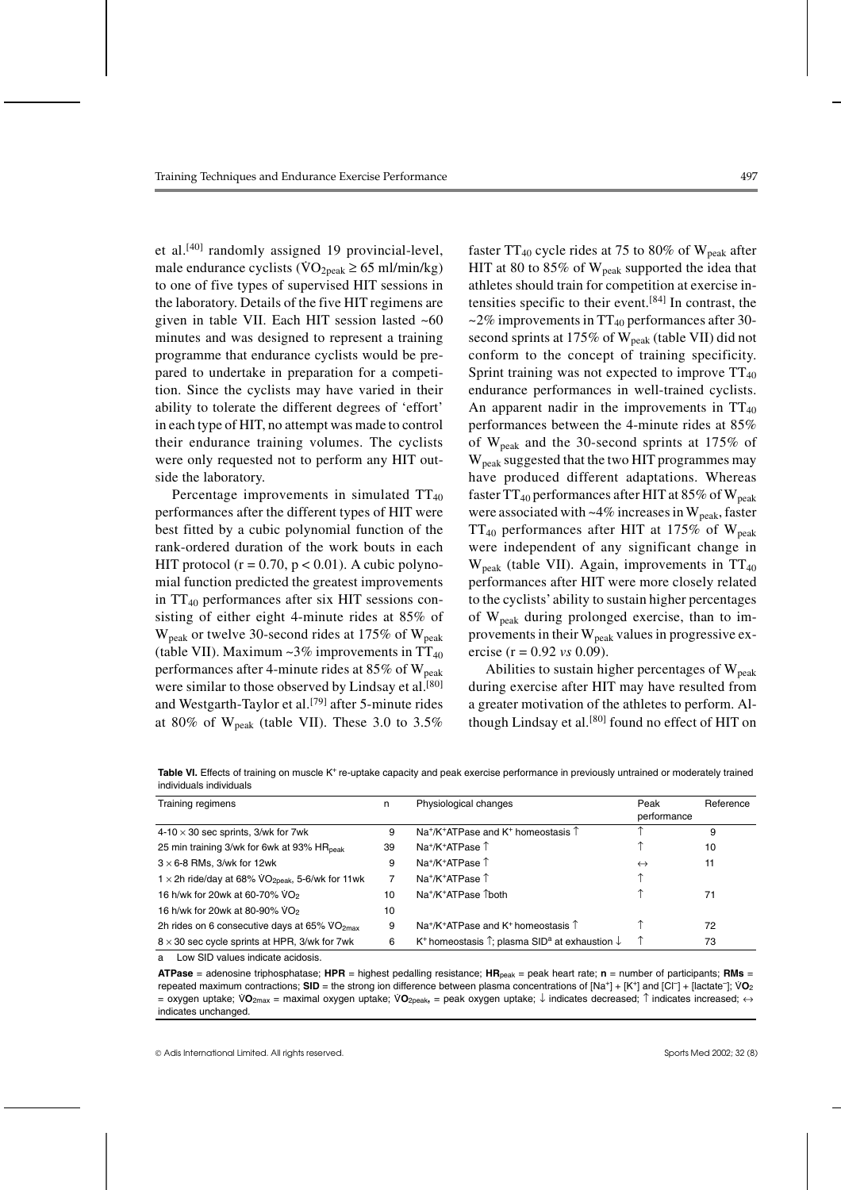et al.[40] randomly assigned 19 provincial-level, male endurance cyclists ($\dot{V}O_{2peak} \geq 65$ ml/min/kg) to one of five types of supervised HIT sessions in the laboratory. Details of the five HIT regimens are given in table VII. Each HIT session lasted ~60 minutes and was designed to represent a training programme that endurance cyclists would be prepared to undertake in preparation for a competition. Since the cyclists may have varied in their ability to tolerate the different degrees of 'effort' in each type of HIT, no attempt was made to control their endurance training volumes. The cyclists were only requested not to perform any HIT outside the laboratory.

Percentage improvements in simulated $TT_{40}$ performances after the different types of HIT were best fitted by a cubic polynomial function of the rank-ordered duration of the work bouts in each HIT protocol ($r = 0.70$, $p < 0.01$). A cubic polynomial function predicted the greatest improvements in $TT_{40}$ performances after six HIT sessions consisting of either eight 4-minute rides at 85% of $W_{peak}$ or twelve 30-second rides at 175% of $W_{peak}$ (table VII). Maximum ~3% improvements in $TT_{40}$ performances after 4-minute rides at 85% of $W_{peak}$ were similar to those observed by Lindsay et al.[80] and Westgarth-Taylor et al.[79] after 5-minute rides at 80% of $W_{peak}$ (table VII). These 3.0 to 3.5% faster $TT_{40}$ cycle rides at 75 to 80% of $W_{peak}$ after HIT at 80 to 85% of $W_{peak}$ supported the idea that athletes should train for competition at exercise intensities specific to their event.[84] In contrast, the ~2% improvements in $TT_{40}$ performances after 30-second sprints at 175% of $W_{peak}$ (table VII) did not conform to the concept of training specificity. Sprint training was not expected to improve $TT_{40}$ endurance performances in well-trained cyclists. An apparent nadir in the improvements in $TT_{40}$ performances between the 4-minute rides at 85% of $W_{peak}$ and the 30-second sprints at 175% of $W_{peak}$ suggested that the two HIT programmes may have produced different adaptations. Whereas faster $TT_{40}$ performances after HIT at 85% of $W_{peak}$ were associated with ~4% increases in $W_{peak}$, faster $TT_{40}$ performances after HIT at 175% of $W_{peak}$ were independent of any significant change in $W_{peak}$ (table VII). Again, improvements in $TT_{40}$ performances after HIT were more closely related to the cyclists' ability to sustain higher percentages of $W_{peak}$ during prolonged exercise, than to improvements in their $W_{peak}$ values in progressive exercise ($r = 0.92$ *vs* 0.09).

Abilities to sustain higher percentages of $W_{peak}$ during exercise after HIT may have resulted from a greater motivation of the athletes to perform. Although Lindsay et al.[80] found no effect of HIT on

**Table VI.** Effects of training on muscle $K^+$ re-uptake capacity and peak exercise performance in previously untrained or moderately trained individuals individuals

| Training regimens | n | Physiological changes | Peak performance | Reference |
|---|---|---|---|---|
| 4-10 × 30 sec sprints, 3/wk for 7wk | 9 | $Na^+/K^+$ATPase and $K^+$ homeostasis ↑ | ↑ | 9 |
| 25 min training 3/wk for 6wk at 93% $HR_{peak}$ | 39 | $Na^+/K^+$ATPase ↑ | ↑ | 10 |
| 3 × 6-8 RMs, 3/wk for 12wk | 9 | $Na^+/K^+$ATPase ↑ | ↔ | 11 |
| 1 × 2h ride/day at 68% $\dot{V}O_{2peak}$, 5-6/wk for 11wk | 7 | $Na^+/K^+$ATPase ↑ | ↑ | |
| 16 h/wk for 20wk at 60-70% $\dot{V}O_2$ | 10 | $Na^+/K^+$ATPase ↑both | ↑ | 71 |
| 16 h/wk for 20wk at 80-90% $\dot{V}O_2$ | 10 | | | |
| 2h rides on 6 consecutive days at 65% $\dot{V}O_{2max}$ | 9 | $Na^+/K^+$ATPase and $K^+$ homeostasis ↑ | ↑ | 72 |
| 8 × 30 sec cycle sprints at HPR, 3/wk for 7wk | 6 | $K^+$ homeostasis ↑; plasma SID[a] at exhaustion ↓ | ↑ | 73 |

a Low SID values indicate acidosis.

**ATPase** = adenosine triphosphatase; **HPR** = highest pedalling resistance; **$HR_{peak}$** = peak heart rate; **n** = number of participants; **RMs** = repeated maximum contractions; **SID** = the strong ion difference between plasma concentrations of $[Na^+] + [K^+]$ and $[Cl^-] + [lactate^-]$; **$\dot{V}O_2$** = oxygen uptake; **$\dot{V}O_{2max}$** = maximal oxygen uptake; **$\dot{V}O_{2peak}$**, = peak oxygen uptake; ↓ indicates decreased; ↑ indicates increased; ↔ indicates unchanged.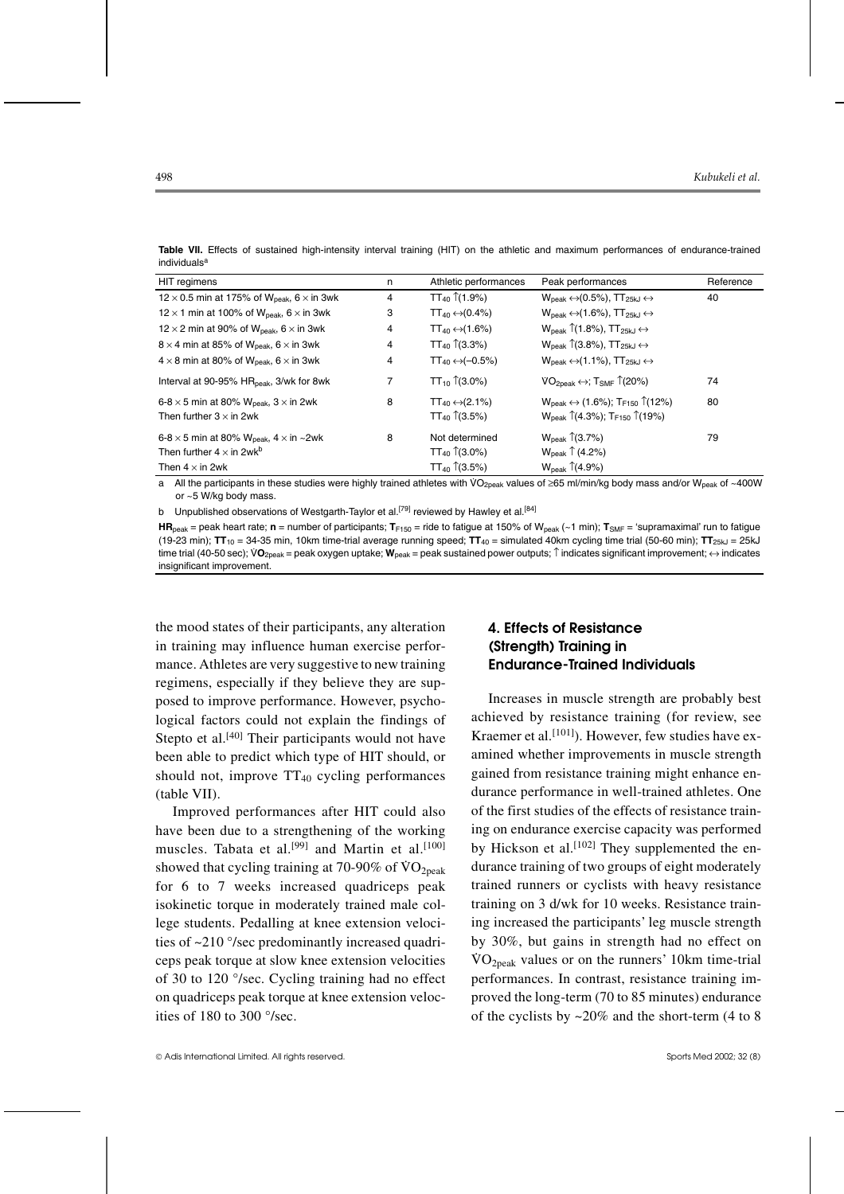**Table VII.** Effects of sustained high-intensity interval training (HIT) on the athletic and maximum performances of endurance-trained individuals[a]

| HIT regimens | n | Athletic performances | Peak performances | Reference |
|---|---|---|---|---|
| 12 × 0.5 min at 175% of $W_{peak}$, 6 × in 3wk | 4 | $TT_{40}$ ↑(1.9%) | $W_{peak}$ ↔(0.5%), $TT_{25kJ}$ ↔ | 40 |
| 12 × 1 min at 100% of $W_{peak}$, 6 × in 3wk | 3 | $TT_{40}$ ↔(0.4%) | $W_{peak}$ ↔(1.6%), $TT_{25kJ}$ ↔ | |
| 12 × 2 min at 90% of $W_{peak}$, 6 × in 3wk | 4 | $TT_{40}$ ↔(1.6%) | $W_{peak}$ ↑(1.8%), $TT_{25kJ}$ ↔ | |
| 8 × 4 min at 85% of $W_{peak}$, 6 × in 3wk | 4 | $TT_{40}$ ↑(3.3%) | $W_{peak}$ ↑(3.8%), $TT_{25kJ}$ ↔ | |
| 4 × 8 min at 80% of $W_{peak}$, 6 × in 3wk | 4 | $TT_{40}$ ↔(–0.5%) | $W_{peak}$ ↔(1.1%), $TT_{25kJ}$ ↔ | |
| Interval at 90-95% $HR_{peak}$, 3/wk for 8wk | 7 | $TT_{10}$ ↑(3.0%) | $\dot{V}O_{2peak}$ ↔; $T_{SMF}$ ↑(20%) | 74 |
| 6-8 × 5 min at 80% $W_{peak}$, 3 × in 2wk | 8 | $TT_{40}$ ↔(2.1%) | $W_{peak}$ ↔ (1.6%); $T_{F150}$ ↑(12%) | 80 |
| Then further 3 × in 2wk | | $TT_{40}$ ↑(3.5%) | $W_{peak}$ ↑(4.3%); $T_{F150}$ ↑(19%) | |
| 6-8 × 5 min at 80% $W_{peak}$, 4 × in ~2wk | 8 | Not determined | $W_{peak}$ ↑(3.7%) | 79 |
| Then further 4 × in 2wk[b] | | $TT_{40}$ ↑(3.0%) | $W_{peak}$ ↑ (4.2%) | |
| Then 4 × in 2wk | | $TT_{40}$ ↑(3.5%) | $W_{peak}$ ↑(4.9%) | |

a All the participants in these studies were highly trained athletes with $\dot{V}O_{2peak}$ values of ≥65 ml/min/kg body mass and/or $W_{peak}$ of ~400W or ~5 W/kg body mass.

b Unpublished observations of Westgarth-Taylor et al.[79] reviewed by Hawley et al.[84]

**$HR_{peak}$** = peak heart rate; **n** = number of participants; **$T_{F150}$** = ride to fatigue at 150% of $W_{peak}$ (~1 min); **$T_{SMF}$** = 'supramaximal' run to fatigue (19-23 min); **$TT_{10}$** = 34-35 min, 10km time-trial average running speed; **$TT_{40}$** = simulated 40km cycling time trial (50-60 min); **$TT_{25kJ}$** = 25kJ time trial (40-50 sec); **$\dot{V}O_{2peak}$** = peak oxygen uptake; **$W_{peak}$** = peak sustained power outputs; ↑ indicates significant improvement; ↔ indicates insignificant improvement.

the mood states of their participants, any alteration in training may influence human exercise performance. Athletes are very suggestive to new training regimens, especially if they believe they are supposed to improve performance. However, psychological factors could not explain the findings of Stepto et al.[40] Their participants would not have been able to predict which type of HIT should, or should not, improve $TT_{40}$ cycling performances (table VII).

Improved performances after HIT could also have been due to a strengthening of the working muscles. Tabata et al.[99] and Martin et al.[100] showed that cycling training at 70-90% of $\dot{V}O_{2peak}$ for 6 to 7 weeks increased quadriceps peak isokinetic torque in moderately trained male college students. Pedalling at knee extension velocities of ~210 °/sec predominantly increased quadriceps peak torque at slow knee extension velocities of 30 to 120 °/sec. Cycling training had no effect on quadriceps peak torque at knee extension velocities of 180 to 300 °/sec.

## 4. Effects of Resistance (Strength) Training in Endurance-Trained Individuals

Increases in muscle strength are probably best achieved by resistance training (for review, see Kraemer et al.[101]). However, few studies have examined whether improvements in muscle strength gained from resistance training might enhance endurance performance in well-trained athletes. One of the first studies of the effects of resistance training on endurance exercise capacity was performed by Hickson et al.[102] They supplemented the endurance training of two groups of eight moderately trained runners or cyclists with heavy resistance training on 3 d/wk for 10 weeks. Resistance training increased the participants' leg muscle strength by 30%, but gains in strength had no effect on $\dot{V}O_{2peak}$ values or on the runners' 10km time-trial performances. In contrast, resistance training improved the long-term (70 to 85 minutes) endurance of the cyclists by ~20% and the short-term (4 to 8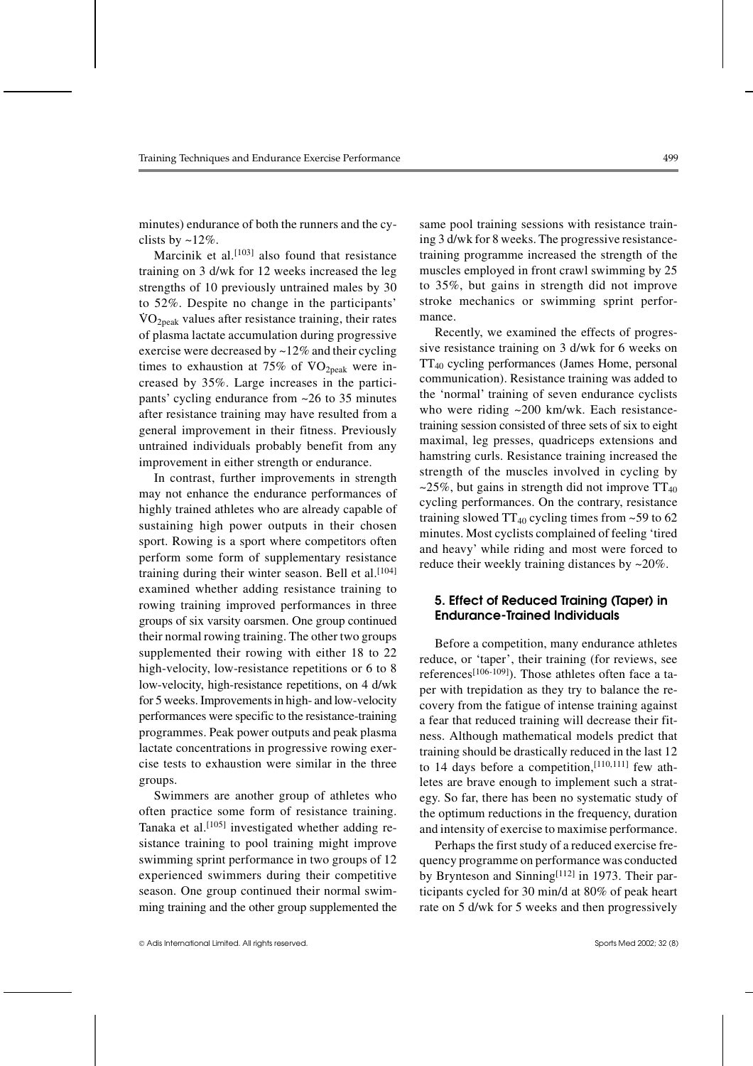minutes) endurance of both the runners and the cyclists by ~12%.

Marcinik et al.[103] also found that resistance training on 3 d/wk for 12 weeks increased the leg strengths of 10 previously untrained males by 30 to 52%. Despite no change in the participants' $\dot{V}O_{2peak}$ values after resistance training, their rates of plasma lactate accumulation during progressive exercise were decreased by ~12% and their cycling times to exhaustion at 75% of $\dot{V}O_{2peak}$ were increased by 35%. Large increases in the participants' cycling endurance from ~26 to 35 minutes after resistance training may have resulted from a general improvement in their fitness. Previously untrained individuals probably benefit from any improvement in either strength or endurance.

In contrast, further improvements in strength may not enhance the endurance performances of highly trained athletes who are already capable of sustaining high power outputs in their chosen sport. Rowing is a sport where competitors often perform some form of supplementary resistance training during their winter season. Bell et al.[104] examined whether adding resistance training to rowing training improved performances in three groups of six varsity oarsmen. One group continued their normal rowing training. The other two groups supplemented their rowing with either 18 to 22 high-velocity, low-resistance repetitions or 6 to 8 low-velocity, high-resistance repetitions, on 4 d/wk for 5 weeks. Improvements in high- and low-velocity performances were specific to the resistance-training programmes. Peak power outputs and peak plasma lactate concentrations in progressive rowing exercise tests to exhaustion were similar in the three groups.

Swimmers are another group of athletes who often practice some form of resistance training. Tanaka et al.[105] investigated whether adding resistance training to pool training might improve swimming sprint performance in two groups of 12 experienced swimmers during their competitive season. One group continued their normal swimming training and the other group supplemented the same pool training sessions with resistance training 3 d/wk for 8 weeks. The progressive resistance-training programme increased the strength of the muscles employed in front crawl swimming by 25 to 35%, but gains in strength did not improve stroke mechanics or swimming sprint performance.

Recently, we examined the effects of progressive resistance training on 3 d/wk for 6 weeks on $TT_{40}$ cycling performances (James Home, personal communication). Resistance training was added to the 'normal' training of seven endurance cyclists who were riding ~200 km/wk. Each resistance-training session consisted of three sets of six to eight maximal, leg presses, quadriceps extensions and hamstring curls. Resistance training increased the strength of the muscles involved in cycling by ~25%, but gains in strength did not improve $TT_{40}$ cycling performances. On the contrary, resistance training slowed $TT_{40}$ cycling times from ~59 to 62 minutes. Most cyclists complained of feeling 'tired and heavy' while riding and most were forced to reduce their weekly training distances by ~20%.

## 5. Effect of Reduced Training (Taper) in Endurance-Trained Individuals

Before a competition, many endurance athletes reduce, or 'taper', their training (for reviews, see references[106-109]). Those athletes often face a taper with trepidation as they try to balance the recovery from the fatigue of intense training against a fear that reduced training will decrease their fitness. Although mathematical models predict that training should be drastically reduced in the last 12 to 14 days before a competition,[110,111] few athletes are brave enough to implement such a strategy. So far, there has been no systematic study of the optimum reductions in the frequency, duration and intensity of exercise to maximise performance.

Perhaps the first study of a reduced exercise frequency programme on performance was conducted by Brynteson and Sinning[112] in 1973. Their participants cycled for 30 min/d at 80% of peak heart rate on 5 d/wk for 5 weeks and then progressively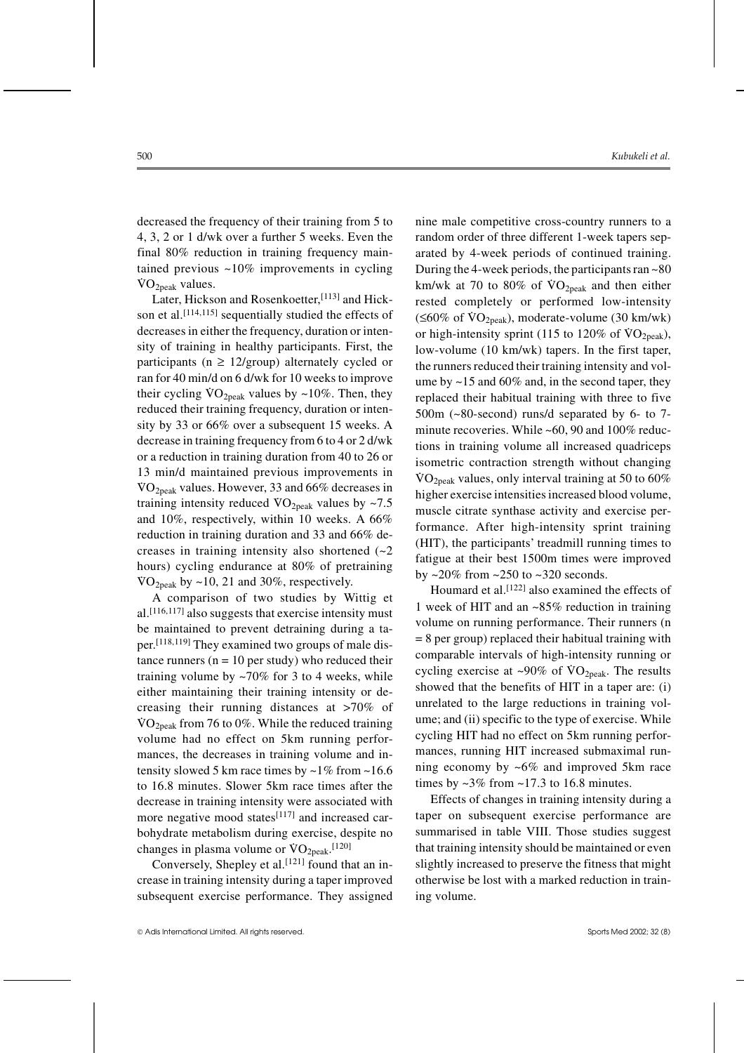decreased the frequency of their training from 5 to 4, 3, 2 or 1 d/wk over a further 5 weeks. Even the final 80% reduction in training frequency maintained previous ~10% improvements in cycling $\dot{V}O_{2peak}$ values.

Later, Hickson and Rosenkoetter,[113] and Hickson et al.[114,115] sequentially studied the effects of decreases in either the frequency, duration or intensity of training in healthy participants. First, the participants ($n \geq 12$/group) alternately cycled or ran for 40 min/d on 6 d/wk for 10 weeks to improve their cycling $\dot{V}O_{2peak}$ values by ~10%. Then, they reduced their training frequency, duration or intensity by 33 or 66% over a subsequent 15 weeks. A decrease in training frequency from 6 to 4 or 2 d/wk or a reduction in training duration from 40 to 26 or 13 min/d maintained previous improvements in $\dot{V}O_{2peak}$ values. However, 33 and 66% decreases in training intensity reduced $\dot{V}O_{2peak}$ values by ~7.5 and 10%, respectively, within 10 weeks. A 66% reduction in training duration and 33 and 66% decreases in training intensity also shortened (~2 hours) cycling endurance at 80% of pretraining $\dot{V}O_{2peak}$ by ~10, 21 and 30%, respectively.

A comparison of two studies by Wittig et al.[116,117] also suggests that exercise intensity must be maintained to prevent detraining during a taper.[118,119] They examined two groups of male distance runners (n = 10 per study) who reduced their training volume by ~70% for 3 to 4 weeks, while either maintaining their training intensity or decreasing their running distances at >70% of $\dot{V}O_{2peak}$ from 76 to 0%. While the reduced training volume had no effect on 5km running performances, the decreases in training volume and intensity slowed 5 km race times by ~1% from ~16.6 to 16.8 minutes. Slower 5km race times after the decrease in training intensity were associated with more negative mood states[117] and increased carbohydrate metabolism during exercise, despite no changes in plasma volume or $\dot{V}O_{2peak}$.[120]

Conversely, Shepley et al.[121] found that an increase in training intensity during a taper improved subsequent exercise performance. They assigned nine male competitive cross-country runners to a random order of three different 1-week tapers separated by 4-week periods of continued training. During the 4-week periods, the participants ran ~80 km/wk at 70 to 80% of $\dot{V}O_{2peak}$ and then either rested completely or performed low-intensity (≤60% of $\dot{V}O_{2peak}$), moderate-volume (30 km/wk) or high-intensity sprint (115 to 120% of $\dot{V}O_{2peak}$), low-volume (10 km/wk) tapers. In the first taper, the runners reduced their training intensity and volume by ~15 and 60% and, in the second taper, they replaced their habitual training with three to five 500m (~80-second) runs/d separated by 6- to 7-minute recoveries. While ~60, 90 and 100% reductions in training volume all increased quadriceps isometric contraction strength without changing $\dot{V}O_{2peak}$ values, only interval training at 50 to 60% higher exercise intensities increased blood volume, muscle citrate synthase activity and exercise performance. After high-intensity sprint training (HIT), the participants' treadmill running times to fatigue at their best 1500m times were improved by ~20% from ~250 to ~320 seconds.

Houmard et al.[122] also examined the effects of 1 week of HIT and an ~85% reduction in training volume on running performance. Their runners (n = 8 per group) replaced their habitual training with comparable intervals of high-intensity running or cycling exercise at ~90% of $\dot{V}O_{2peak}$. The results showed that the benefits of HIT in a taper are: (i) unrelated to the large reductions in training volume; and (ii) specific to the type of exercise. While cycling HIT had no effect on 5km running performances, running HIT increased submaximal running economy by ~6% and improved 5km race times by ~3% from ~17.3 to 16.8 minutes.

Effects of changes in training intensity during a taper on subsequent exercise performance are summarised in table VIII. Those studies suggest that training intensity should be maintained or even slightly increased to preserve the fitness that might otherwise be lost with a marked reduction in training volume.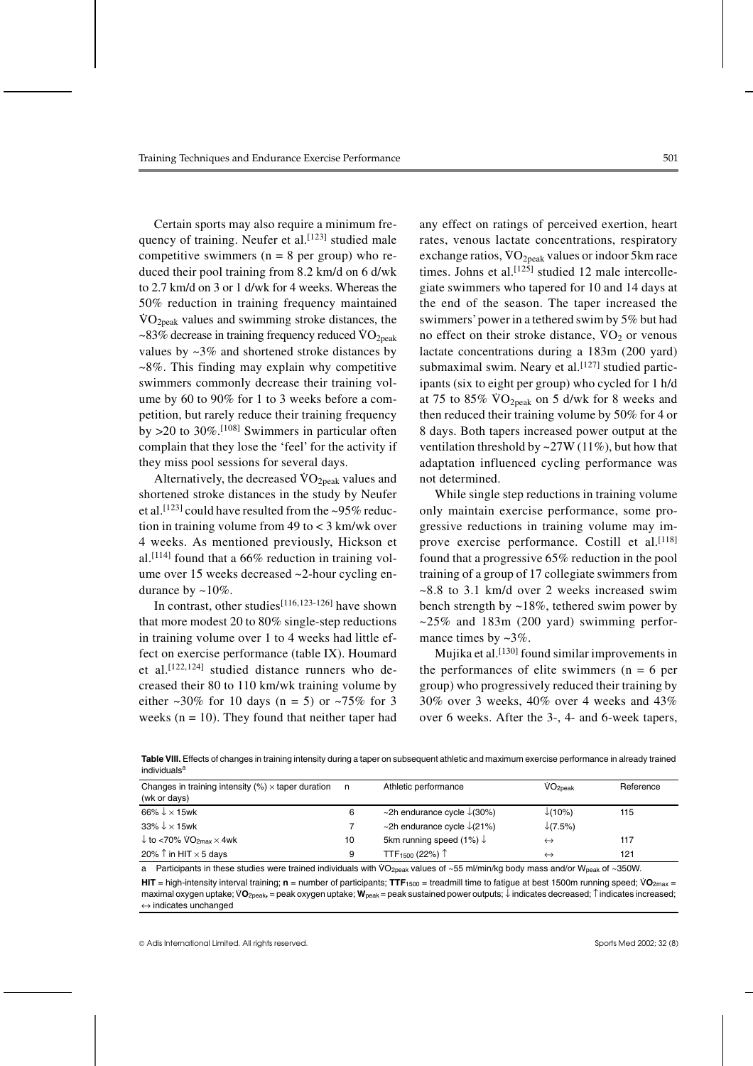Certain sports may also require a minimum frequency of training. Neufer et al.[123] studied male competitive swimmers (n = 8 per group) who reduced their pool training from 8.2 km/d on 6 d/wk to 2.7 km/d on 3 or 1 d/wk for 4 weeks. Whereas the 50% reduction in training frequency maintained $\dot{V}O_{2peak}$ values and swimming stroke distances, the ~83% decrease in training frequency reduced $\dot{V}O_{2peak}$ values by ~3% and shortened stroke distances by ~8%. This finding may explain why competitive swimmers commonly decrease their training volume by 60 to 90% for 1 to 3 weeks before a competition, but rarely reduce their training frequency by >20 to 30%.[108] Swimmers in particular often complain that they lose the 'feel' for the activity if they miss pool sessions for several days.

Alternatively, the decreased $\dot{V}O_{2peak}$ values and shortened stroke distances in the study by Neufer et al.[123] could have resulted from the ~95% reduction in training volume from 49 to < 3 km/wk over 4 weeks. As mentioned previously, Hickson et al.[114] found that a 66% reduction in training volume over 15 weeks decreased ~2-hour cycling endurance by ~10%.

In contrast, other studies[116,123-126] have shown that more modest 20 to 80% single-step reductions in training volume over 1 to 4 weeks had little effect on exercise performance (table IX). Houmard et al.[122,124] studied distance runners who decreased their 80 to 110 km/wk training volume by either ~30% for 10 days (n = 5) or ~75% for 3 weeks (n = 10). They found that neither taper had any effect on ratings of perceived exertion, heart rates, venous lactate concentrations, respiratory exchange ratios, $\dot{V}O_{2peak}$ values or indoor 5km race times. Johns et al.[125] studied 12 male intercollegiate swimmers who tapered for 10 and 14 days at the end of the season. The taper increased the swimmers' power in a tethered swim by 5% but had no effect on their stroke distance, $\dot{V}O_2$ or venous lactate concentrations during a 183m (200 yard) submaximal swim. Neary et al.[127] studied participants (six to eight per group) who cycled for 1 h/d at 75 to 85% $\dot{V}O_{2peak}$ on 5 d/wk for 8 weeks and then reduced their training volume by 50% for 4 or 8 days. Both tapers increased power output at the ventilation threshold by ~27W (11%), but how that adaptation influenced cycling performance was not determined.

While single step reductions in training volume only maintain exercise performance, some progressive reductions in training volume may improve exercise performance. Costill et al.[118] found that a progressive 65% reduction in the pool training of a group of 17 collegiate swimmers from ~8.8 to 3.1 km/d over 2 weeks increased swim bench strength by ~18%, tethered swim power by ~25% and 183m (200 yard) swimming performance times by ~3%.

Mujika et al.[130] found similar improvements in the performances of elite swimmers (n = 6 per group) who progressively reduced their training by 30% over 3 weeks, 40% over 4 weeks and 43% over 6 weeks. After the 3-, 4- and 6-week tapers,

**Table VIII.** Effects of changes in training intensity during a taper on subsequent athletic and maximum exercise performance in already trained individuals[a]

| Changes in training intensity (%) × taper duration (wk or days) | n | Athletic performance | $\dot{V}O_{2peak}$ | Reference |
|---|---|---|---|---|
| 66% ↓ × 15wk | 6 | ~2h endurance cycle ↓(30%) | ↓(10%) | 115 |
| 33% ↓ × 15wk | 7 | ~2h endurance cycle ↓(21%) | ↓(7.5%) | |
| ↓ to <70% $\dot{V}O_{2max}$ × 4wk | 10 | 5km running speed (1%) ↓ | ↔ | 117 |
| 20% ↑ in HIT × 5 days | 9 | $TTF_{1500}$ (22%) ↑ | ↔ | 121 |

a Participants in these studies were trained individuals with $\dot{V}O_{2peak}$ values of ~55 ml/min/kg body mass and/or $W_{peak}$ of ~350W.

**HIT** = high-intensity interval training; **n** = number of participants; **$TTF_{1500}$** = treadmill time to fatigue at best 1500m running speed; **$\dot{V}O_{2max}$** = maximal oxygen uptake; **$\dot{V}O_{2peak}$** = peak oxygen uptake; **$W_{peak}$** = peak sustained power outputs; ↓ indicates decreased; ↑ indicates increased; ↔ indicates unchanged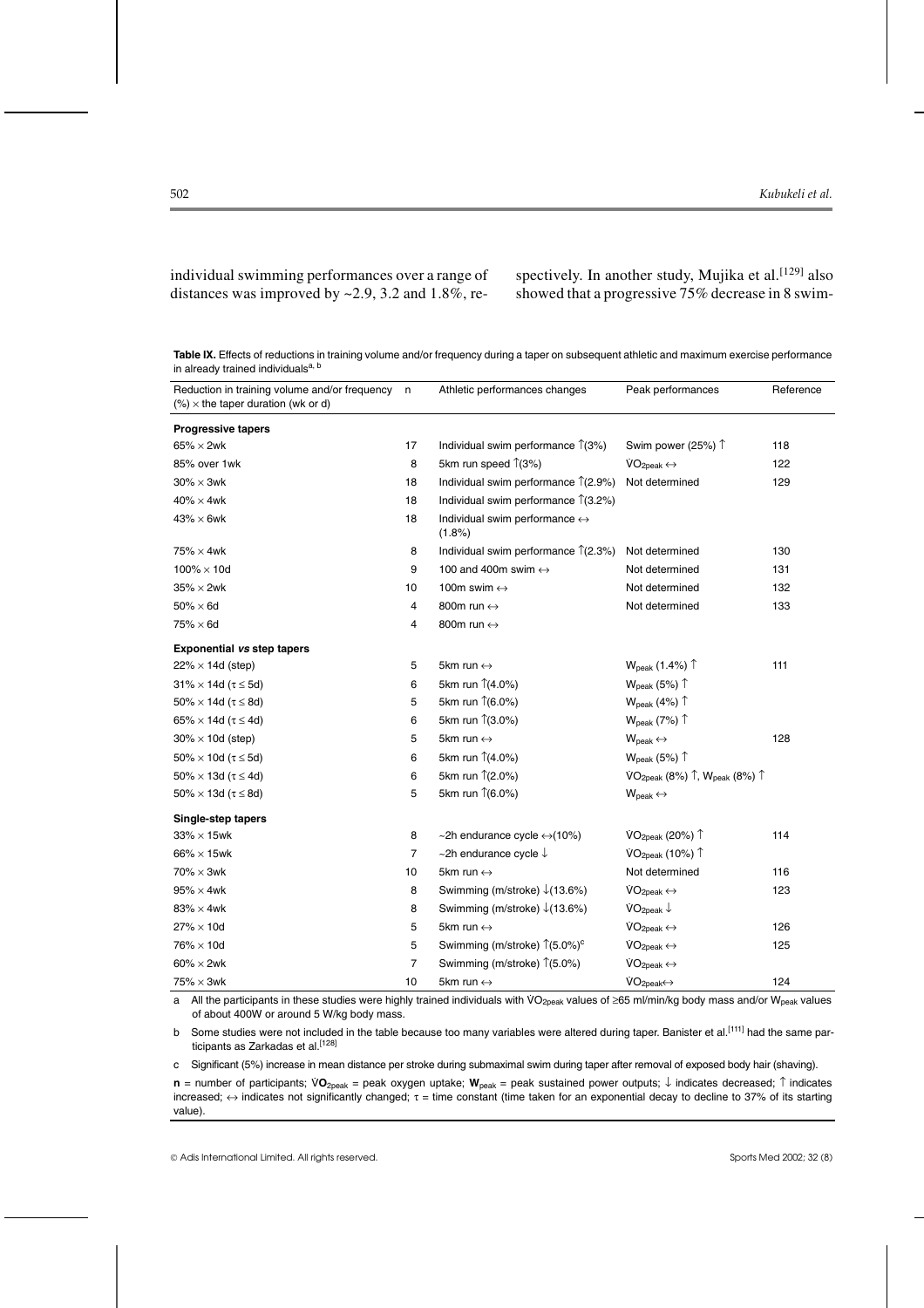individual swimming performances over a range of distances was improved by ~2.9, 3.2 and 1.8%, respectively. In another study, Mujika et al.[129] also showed that a progressive 75% decrease in 8 swim-

**Table IX.** Effects of reductions in training volume and/or frequency during a taper on subsequent athletic and maximum exercise performance in already trained individuals[a, b]

| Reduction in training volume and/or frequency (%) × the taper duration (wk or d) | n | Athletic performances changes | Peak performances | Reference |
|---|---|---|---|---|
| **Progressive tapers** | | | | |
| 65% × 2wk | 17 | Individual swim performance ↑(3%) | Swim power (25%) ↑ | 118 |
| 85% over 1wk | 8 | 5km run speed ↑(3%) | $VO_{2peak}$ ↔ | 122 |
| 30% × 3wk | 18 | Individual swim performance ↑(2.9%) | Not determined | 129 |
| 40% × 4wk | 18 | Individual swim performance ↑(3.2%) | | |
| 43% × 6wk | 18 | Individual swim performance ↔ (1.8%) | | |
| 75% × 4wk | 8 | Individual swim performance ↑(2.3%) | Not determined | 130 |
| 100% × 10d | 9 | 100 and 400m swim ↔ | Not determined | 131 |
| 35% × 2wk | 10 | 100m swim ↔ | Not determined | 132 |
| 50% × 6d | 4 | 800m run ↔ | Not determined | 133 |
| 75% × 6d | 4 | 800m run ↔ | | |
| ***Exponential vs step tapers*** | | | | |
| 22% × 14d (step) | 5 | 5km run ↔ | $W_{peak}$ (1.4%) ↑ | 111 |
| 31% × 14d (τ ≤ 5d) | 6 | 5km run ↑(4.0%) | $W_{peak}$ (5%) ↑ | |
| 50% × 14d (τ ≤ 8d) | 5 | 5km run ↑(6.0%) | $W_{peak}$ (4%) ↑ | |
| 65% × 14d (τ ≤ 4d) | 6 | 5km run ↑(3.0%) | $W_{peak}$ (7%) ↑ | |
| 30% × 10d (step) | 5 | 5km run ↔ | $W_{peak}$ ↔ | 128 |
| 50% × 10d (τ ≤ 5d) | 6 | 5km run ↑(4.0%) | $W_{peak}$ (5%) ↑ | |
| 50% × 13d (τ ≤ 4d) | 6 | 5km run ↑(2.0%) | $VO_{2peak}$ (8%) ↑, $W_{peak}$ (8%) ↑ | |
| 50% × 13d (τ ≤ 8d) | 5 | 5km run ↑(6.0%) | $W_{peak}$ ↔ | |
| **Single-step tapers** | | | | |
| 33% × 15wk | 8 | ~2h endurance cycle ↔(10%) | $VO_{2peak}$ (20%) ↑ | 114 |
| 66% × 15wk | 7 | ~2h endurance cycle ↓ | $VO_{2peak}$ (10%) ↑ | |
| 70% × 3wk | 10 | 5km run ↔ | Not determined | 116 |
| 95% × 4wk | 8 | Swimming (m/stroke) ↓(13.6%) | $VO_{2peak}$ ↔ | 123 |
| 83% × 4wk | 8 | Swimming (m/stroke) ↓(13.6%) | $VO_{2peak}$ ↓ | |
| 27% × 10d | 5 | 5km run ↔ | $VO_{2peak}$ ↔ | 126 |
| 76% × 10d | 5 | Swimming (m/stroke) ↑(5.0%)[c] | $VO_{2peak}$ ↔ | 125 |
| 60% × 2wk | 7 | Swimming (m/stroke) ↑(5.0%) | $VO_{2peak}$ ↔ | |
| 75% × 3wk | 10 | 5km run ↔ | $VO_{2peak}$↔ | 124 |

a All the participants in these studies were highly trained individuals with $VO_{2peak}$ values of ≥65 ml/min/kg body mass and/or $W_{peak}$ values of about 400W or around 5 W/kg body mass.

b Some studies were not included in the table because too many variables were altered during taper. Banister et al.[111] had the same participants as Zarkadas et al.[128]

c Significant (5%) increase in mean distance per stroke during submaximal swim during taper after removal of exposed body hair (shaving).

**n** = number of participants; $\dot{V}O_{2peak}$ = peak oxygen uptake; $W_{peak}$ = peak sustained power outputs; ↓ indicates decreased; ↑ indicates increased; ↔ indicates not significantly changed; τ = time constant (time taken for an exponential decay to decline to 37% of its starting value).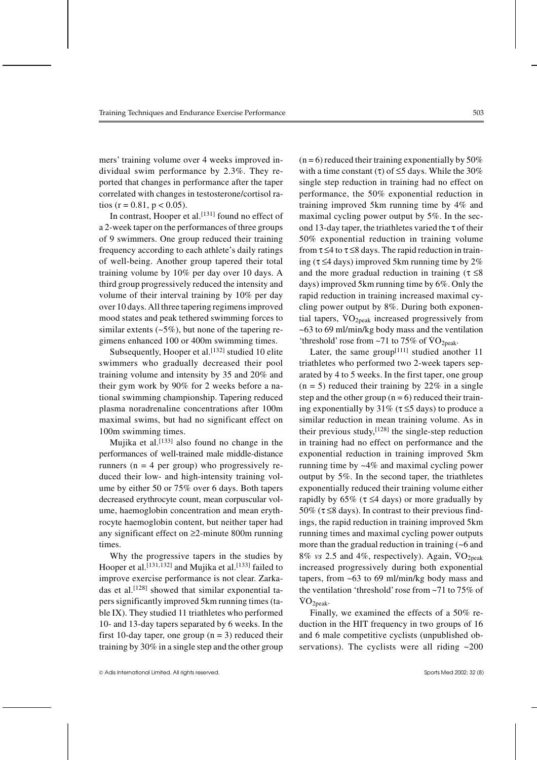mers' training volume over 4 weeks improved individual swim performance by 2.3%. They reported that changes in performance after the taper correlated with changes in testosterone/cortisol ratios ($r = 0.81$, $p < 0.05$).

In contrast, Hooper et al.[131] found no effect of a 2-week taper on the performances of three groups of 9 swimmers. One group reduced their training frequency according to each athlete's daily ratings of well-being. Another group tapered their total training volume by 10% per day over 10 days. A third group progressively reduced the intensity and volume of their interval training by 10% per day over 10 days. All three tapering regimens improved mood states and peak tethered swimming forces to similar extents (~5%), but none of the tapering regimens enhanced 100 or 400m swimming times.

Subsequently, Hooper et al.[132] studied 10 elite swimmers who gradually decreased their pool training volume and intensity by 35 and 20% and their gym work by 90% for 2 weeks before a national swimming championship. Tapering reduced plasma noradrenaline concentrations after 100m maximal swims, but had no significant effect on 100m swimming times.

Mujika et al.[133] also found no change in the performances of well-trained male middle-distance runners ($n = 4$ per group) who progressively reduced their low- and high-intensity training volume by either 50 or 75% over 6 days. Both tapers decreased erythrocyte count, mean corpuscular volume, haemoglobin concentration and mean erythrocyte haemoglobin content, but neither taper had any significant effect on ≥2-minute 800m running times.

Why the progressive tapers in the studies by Hooper et al.[131,132] and Mujika et al.[133] failed to improve exercise performance is not clear. Zarkadas et al.[128] showed that similar exponential tapers significantly improved 5km running times (table IX). They studied 11 triathletes who performed 10- and 13-day tapers separated by 6 weeks. In the first 10-day taper, one group ($n = 3$) reduced their training by 30% in a single step and the other group ($n = 6$) reduced their training exponentially by 50% with a time constant ($\tau$) of ≤5 days. While the 30% single step reduction in training had no effect on performance, the 50% exponential reduction in training improved 5km running time by 4% and maximal cycling power output by 5%. In the second 13-day taper, the triathletes varied the $\tau$ of their 50% exponential reduction in training volume from $\tau \leq 4$ to $\tau \leq 8$ days. The rapid reduction in training ($\tau \leq 4$ days) improved 5km running time by 2% and the more gradual reduction in training ($\tau \leq 8$ days) improved 5km running time by 6%. Only the rapid reduction in training increased maximal cycling power output by 8%. During both exponential tapers, $\dot{V}O_{2peak}$ increased progressively from ~63 to 69 ml/min/kg body mass and the ventilation 'threshold' rose from ~71 to 75% of $\dot{V}O_{2peak}$.

Later, the same group[111] studied another 11 triathletes who performed two 2-week tapers separated by 4 to 5 weeks. In the first taper, one group ($n = 5$) reduced their training by 22% in a single step and the other group ($n = 6$) reduced their training exponentially by 31% ($\tau \leq 5$ days) to produce a similar reduction in mean training volume. As in their previous study,[128] the single-step reduction in training had no effect on performance and the exponential reduction in training improved 5km running time by ~4% and maximal cycling power output by 5%. In the second taper, the triathletes exponentially reduced their training volume either rapidly by 65% ($\tau \leq 4$ days) or more gradually by 50% ($\tau \leq 8$ days). In contrast to their previous findings, the rapid reduction in training improved 5km running times and maximal cycling power outputs more than the gradual reduction in training (~6 and 8% *vs* 2.5 and 4%, respectively). Again, $\dot{V}O_{2peak}$ increased progressively during both exponential tapers, from ~63 to 69 ml/min/kg body mass and the ventilation 'threshold' rose from ~71 to 75% of $\dot{V}O_{2peak}$.

Finally, we examined the effects of a 50% reduction in the HIT frequency in two groups of 16 and 6 male competitive cyclists (unpublished observations). The cyclists were all riding ~200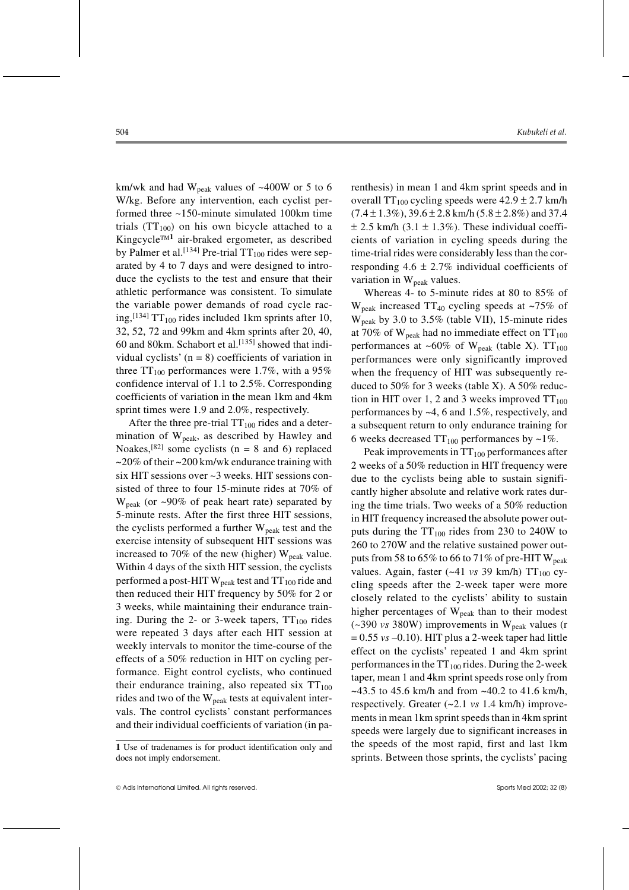km/wk and had $W_{peak}$ values of ~400W or 5 to 6 W/kg. Before any intervention, each cyclist performed three ~150-minute simulated 100km time trials ($TT_{100}$) on his own bicycle attached to a Kingcycle™[1] air-braked ergometer, as described by Palmer et al.[134] Pre-trial $TT_{100}$ rides were separated by 4 to 7 days and were designed to introduce the cyclists to the test and ensure that their athletic performance was consistent. To simulate the variable power demands of road cycle racing,[134] $TT_{100}$ rides included 1km sprints after 10, 32, 52, 72 and 99km and 4km sprints after 20, 40, 60 and 80km. Schabort et al.[135] showed that individual cyclists' (n = 8) coefficients of variation in three $TT_{100}$ performances were 1.7%, with a 95% confidence interval of 1.1 to 2.5%. Corresponding coefficients of variation in the mean 1km and 4km sprint times were 1.9 and 2.0%, respectively.

After the three pre-trial $TT_{100}$ rides and a determination of $W_{peak}$, as described by Hawley and Noakes,[82] some cyclists (n = 8 and 6) replaced ~20% of their ~200 km/wk endurance training with six HIT sessions over ~3 weeks. HIT sessions consisted of three to four 15-minute rides at 70% of $W_{peak}$ (or ~90% of peak heart rate) separated by 5-minute rests. After the first three HIT sessions, the cyclists performed a further $W_{peak}$ test and the exercise intensity of subsequent HIT sessions was increased to 70% of the new (higher) $W_{peak}$ value. Within 4 days of the sixth HIT session, the cyclists performed a post-HIT $W_{peak}$ test and $TT_{100}$ ride and then reduced their HIT frequency by 50% for 2 or 3 weeks, while maintaining their endurance training. During the 2- or 3-week tapers, $TT_{100}$ rides were repeated 3 days after each HIT session at weekly intervals to monitor the time-course of the effects of a 50% reduction in HIT on cycling performance. Eight control cyclists, who continued their endurance training, also repeated six $TT_{100}$ rides and two of the $W_{peak}$ tests at equivalent intervals. The control cyclists' constant performances and their individual coefficients of variation (in parenthesis) in mean 1 and 4km sprint speeds and in overall $TT_{100}$ cycling speeds were 42.9 ± 2.7 km/h (7.4 ± 1.3%), 39.6 ± 2.8 km/h (5.8 ± 2.8%) and 37.4 ± 2.5 km/h (3.1 ± 1.3%). These individual coefficients of variation in cycling speeds during the time-trial rides were considerably less than the corresponding 4.6 ± 2.7% individual coefficients of variation in $W_{peak}$ values.

Whereas 4- to 5-minute rides at 80 to 85% of $W_{peak}$ increased $TT_{40}$ cycling speeds at ~75% of $W_{peak}$ by 3.0 to 3.5% (table VII), 15-minute rides at 70% of $W_{peak}$ had no immediate effect on $TT_{100}$ performances at ~60% of $W_{peak}$ (table X). $TT_{100}$ performances were only significantly improved when the frequency of HIT was subsequently reduced to 50% for 3 weeks (table X). A 50% reduction in HIT over 1, 2 and 3 weeks improved $TT_{100}$ performances by ~4, 6 and 1.5%, respectively, and a subsequent return to only endurance training for 6 weeks decreased $TT_{100}$ performances by ~1%.

Peak improvements in $TT_{100}$ performances after 2 weeks of a 50% reduction in HIT frequency were due to the cyclists being able to sustain significantly higher absolute and relative work rates during the time trials. Two weeks of a 50% reduction in HIT frequency increased the absolute power outputs during the $TT_{100}$ rides from 230 to 240W to 260 to 270W and the relative sustained power outputs from 58 to 65% to 66 to 71% of pre-HIT $W_{peak}$ values. Again, faster (~41 *vs* 39 km/h) $TT_{100}$ cycling speeds after the 2-week taper were more closely related to the cyclists' ability to sustain higher percentages of $W_{peak}$ than to their modest (~390 *vs* 380W) improvements in $W_{peak}$ values (r = 0.55 *vs* –0.10). HIT plus a 2-week taper had little effect on the cyclists' repeated 1 and 4km sprint performances in the $TT_{100}$ rides. During the 2-week taper, mean 1 and 4km sprint speeds rose only from ~43.5 to 45.6 km/h and from ~40.2 to 41.6 km/h, respectively. Greater (~2.1 *vs* 1.4 km/h) improvements in mean 1km sprint speeds than in 4km sprint speeds were largely due to significant increases in the speeds of the most rapid, first and last 1km sprints. Between those sprints, the cyclists' pacing

**1** Use of tradenames is for product identification only and does not imply endorsement.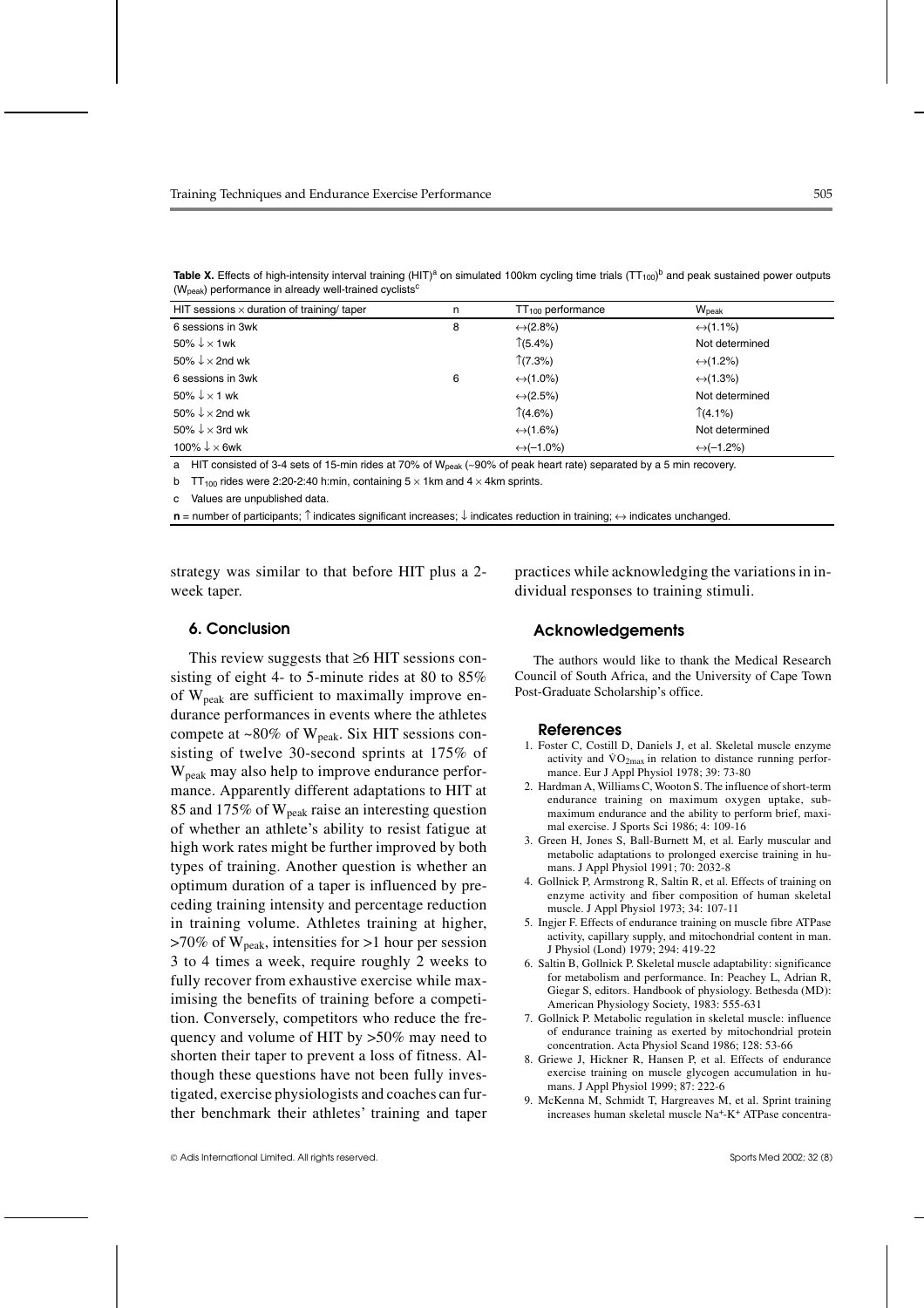**Table X.** Effects of high-intensity interval training (HIT)[a] on simulated 100km cycling time trials ($TT_{100}$)[b] and peak sustained power outputs ($W_{peak}$) performance in already well-trained cyclists[c]

| HIT sessions × duration of training/ taper | n | $TT_{100}$ performance | $W_{peak}$ |
|---|---|---|---|
| 6 sessions in 3wk | 8 | ↔(2.8%) | ↔(1.1%) |
| 50% ↓ × 1wk | | ↑(5.4%) | Not determined |
| 50% ↓ × 2nd wk | | ↑(7.3%) | ↔(1.2%) |
| 6 sessions in 3wk | 6 | ↔(1.0%) | ↔(1.3%) |
| 50% ↓ × 1 wk | | ↔(2.5%) | Not determined |
| 50% ↓ × 2nd wk | | ↑(4.6%) | ↑(4.1%) |
| 50% ↓ × 3rd wk | | ↔(1.6%) | Not determined |
| 100% ↓ × 6wk | | ↔(–1.0%) | ↔(–1.2%) |

a HIT consisted of 3-4 sets of 15-min rides at 70% of $W_{peak}$ (~90% of peak heart rate) separated by a 5 min recovery.

b $TT_{100}$ rides were 2:20-2:40 h:min, containing 5 × 1km and 4 × 4km sprints.

c Values are unpublished data.

**n** = number of participants; ↑ indicates significant increases; ↓ indicates reduction in training; ↔ indicates unchanged.

strategy was similar to that before HIT plus a 2-week taper.

## 6. Conclusion

This review suggests that ≥6 HIT sessions consisting of eight 4- to 5-minute rides at 80 to 85% of $W_{peak}$ are sufficient to maximally improve endurance performances in events where the athletes compete at ~80% of $W_{peak}$. Six HIT sessions consisting of twelve 30-second sprints at 175% of $W_{peak}$ may also help to improve endurance performance. Apparently different adaptations to HIT at 85 and 175% of $W_{peak}$ raise an interesting question of whether an athlete's ability to resist fatigue at high work rates might be further improved by both types of training. Another question is whether an optimum duration of a taper is influenced by preceding training intensity and percentage reduction in training volume. Athletes training at higher, >70% of $W_{peak}$, intensities for >1 hour per session 3 to 4 times a week, require roughly 2 weeks to fully recover from exhaustive exercise while maximising the benefits of training before a competition. Conversely, competitors who reduce the frequency and volume of HIT by >50% may need to shorten their taper to prevent a loss of fitness. Although these questions have not been fully investigated, exercise physiologists and coaches can further benchmark their athletes' training and taper practices while acknowledging the variations in individual responses to training stimuli.

## Acknowledgements

The authors would like to thank the Medical Research Council of South Africa, and the University of Cape Town Post-Graduate Scholarship's office.

## References

1. Foster C, Costill D, Daniels J, et al. Skeletal muscle enzyme activity and $\dot{V}O_{2max}$ in relation to distance running performance. Eur J Appl Physiol 1978; 39: 73-80
2. Hardman A, Williams C, Wooton S. The influence of short-term endurance training on maximum oxygen uptake, submaximum endurance and the ability to perform brief, maximal exercise. J Sports Sci 1986; 4: 109-16
3. Green H, Jones S, Ball-Burnett M, et al. Early muscular and metabolic adaptations to prolonged exercise training in humans. J Appl Physiol 1991; 70: 2032-8
4. Gollnick P, Armstrong R, Saltin R, et al. Effects of training on enzyme activity and fiber composition of human skeletal muscle. J Appl Physiol 1973; 34: 107-11
5. Ingjer F. Effects of endurance training on muscle fibre ATPase activity, capillary supply, and mitochondrial content in man. J Physiol (Lond) 1979; 294: 419-22
6. Saltin B, Gollnick P. Skeletal muscle adaptability: significance for metabolism and performance. In: Peachey L, Adrian R, Giegar S, editors. Handbook of physiology. Bethesda (MD): American Physiology Society, 1983: 555-631
7. Gollnick P. Metabolic regulation in skeletal muscle: influence of endurance training as exerted by mitochondrial protein concentration. Acta Physiol Scand 1986; 128: 53-66
8. Griewe J, Hickner R, Hansen P, et al. Effects of endurance exercise training on muscle glycogen accumulation in humans. J Appl Physiol 1999; 87: 222-6
9. McKenna M, Schmidt T, Hargreaves M, et al. Sprint training increases human skeletal muscle $Na^+$-$K^+$ ATPase concentra-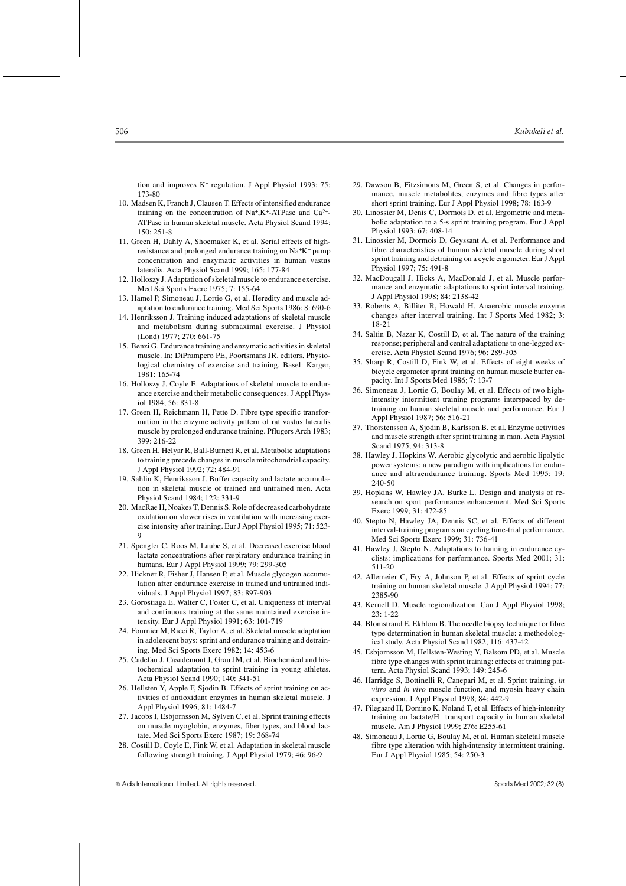tion and improves $K^+$ regulation. J Appl Physiol 1993; 75: 173-80

10. Madsen K, Franch J, Clausen T. Effects of intensified endurance training on the concentration of $Na^+,K^+$-ATPase and $Ca^{2+}$-ATPase in human skeletal muscle. Acta Physiol Scand 1994; 150: 251-8
11. Green H, Dahly A, Shoemaker K, et al. Serial effects of high-resistance and prolonged endurance training on $Na^+K^+$ pump concentration and enzymatic activities in human vastus lateralis. Acta Physiol Scand 1999; 165: 177-84
12. Holloszy J. Adaptation of skeletal muscle to endurance exercise. Med Sci Sports Exerc 1975; 7: 155-64
13. Hamel P, Simoneau J, Lortie G, et al. Heredity and muscle adaptation to endurance training. Med Sci Sports 1986; 8: 690-6
14. Henriksson J. Training induced adaptations of skeletal muscle and metabolism during submaximal exercise. J Physiol (Lond) 1977; 270: 661-75
15. Benzi G. Endurance training and enzymatic activities in skeletal muscle. In: DiPrampero PE, Poortsmans JR, editors. Physiological chemistry of exercise and training. Basel: Karger, 1981: 165-74
16. Holloszy J, Coyle E. Adaptations of skeletal muscle to endurance exercise and their metabolic consequences. J Appl Physiol 1984; 56: 831-8
17. Green H, Reichmann H, Pette D. Fibre type specific transformation in the enzyme activity pattern of rat vastus lateralis muscle by prolonged endurance training. Pflugers Arch 1983; 399: 216-22
18. Green H, Helyar R, Ball-Burnett R, et al. Metabolic adaptations to training precede changes in muscle mitochondrial capacity. J Appl Physiol 1992; 72: 484-91
19. Sahlin K, Henriksson J. Buffer capacity and lactate accumulation in skeletal muscle of trained and untrained men. Acta Physiol Scand 1984; 122: 331-9
20. MacRae H, Noakes T, Dennis S. Role of decreased carbohydrate oxidation on slower rises in ventilation with increasing exercise intensity after training. Eur J Appl Physiol 1995; 71: 523-9
21. Spengler C, Roos M, Laube S, et al. Decreased exercise blood lactate concentrations after respiratory endurance training in humans. Eur J Appl Physiol 1999; 79: 299-305
22. Hickner R, Fisher J, Hansen P, et al. Muscle glycogen accumulation after endurance exercise in trained and untrained individuals. J Appl Physiol 1997; 83: 897-903
23. Gorostiaga E, Walter C, Foster C, et al. Uniqueness of interval and continuous training at the same maintained exercise intensity. Eur J Appl Physiol 1991; 63: 101-719
24. Fournier M, Ricci R, Taylor A, et al. Skeletal muscle adaptation in adolescent boys: sprint and endurance training and detraining. Med Sci Sports Exerc 1982; 14: 453-6
25. Cadefau J, Casademont J, Grau JM, et al. Biochemical and histochemical adaptation to sprint training in young athletes. Acta Physiol Scand 1990; 140: 341-51
26. Hellsten Y, Apple F, Sjodin B. Effects of sprint training on activities of antioxidant enzymes in human skeletal muscle. J Appl Physiol 1996; 81: 1484-7
27. Jacobs I, Esbjornsson M, Sylven C, et al. Sprint training effects on muscle myoglobin, enzymes, fiber types, and blood lactate. Med Sci Sports Exerc 1987; 19: 368-74
28. Costill D, Coyle E, Fink W, et al. Adaptation in skeletal muscle following strength training. J Appl Physiol 1979; 46: 96-9
29. Dawson B, Fitzsimons M, Green S, et al. Changes in performance, muscle metabolites, enzymes and fibre types after short sprint training. Eur J Appl Physiol 1998; 78: 163-9
30. Linossier M, Denis C, Dormois D, et al. Ergometric and metabolic adaptation to a 5-s sprint training program. Eur J Appl Physiol 1993; 67: 408-14
31. Linossier M, Dormois D, Geyssant A, et al. Performance and fibre characteristics of human skeletal muscle during short sprint training and detraining on a cycle ergometer. Eur J Appl Physiol 1997; 75: 491-8
32. MacDougall J, Hicks A, MacDonald J, et al. Muscle performance and enzymatic adaptations to sprint interval training. J Appl Physiol 1998; 84: 2138-42
33. Roberts A, Billiter R, Howald H. Anaerobic muscle enzyme changes after interval training. Int J Sports Med 1982; 3: 18-21
34. Saltin B, Nazar K, Costill D, et al. The nature of the training response; peripheral and central adaptations to one-legged exercise. Acta Physiol Scand 1976; 96: 289-305
35. Sharp R, Costill D, Fink W, et al. Effects of eight weeks of bicycle ergometer sprint training on human muscle buffer capacity. Int J Sports Med 1986; 7: 13-7
36. Simoneau J, Lortie G, Boulay M, et al. Effects of two high-intensity intermittent training programs interspaced by detraining on human skeletal muscle and performance. Eur J Appl Physiol 1987; 56: 516-21
37. Thorstensson A, Sjodin B, Karlsson B, et al. Enzyme activities and muscle strength after sprint training in man. Acta Physiol Scand 1975; 94: 313-8
38. Hawley J, Hopkins W. Aerobic glycolytic and aerobic lipolytic power systems: a new paradigm with implications for endurance and ultraendurance training. Sports Med 1995; 19: 240-50
39. Hopkins W, Hawley JA, Burke L. Design and analysis of research on sport performance enhancement. Med Sci Sports Exerc 1999; 31: 472-85
40. Stepto N, Hawley JA, Dennis SC, et al. Effects of different interval-training programs on cycling time-trial performance. Med Sci Sports Exerc 1999; 31: 736-41
41. Hawley J, Stepto N. Adaptations to training in endurance cyclists: implications for performance. Sports Med 2001; 31: 511-20
42. Allemeier C, Fry A, Johnson P, et al. Effects of sprint cycle training on human skeletal muscle. J Appl Physiol 1994; 77: 2385-90
43. Kernell D. Muscle regionalization. Can J Appl Physiol 1998; 23: 1-22
44. Blomstrand E, Ekblom B. The needle biopsy technique for fibre type determination in human skeletal muscle: a methodological study. Acta Physiol Scand 1982; 116: 437-42
45. Esbjornsson M, Hellsten-Westing Y, Balsom PD, et al. Muscle fibre type changes with sprint training: effects of training pattern. Acta Physiol Scand 1993; 149: 245-6
46. Harridge S, Bottinelli R, Canepari M, et al. Sprint training, *in vitro* and *in vivo* muscle function, and myosin heavy chain expression. J Appl Physiol 1998; 84: 442-9
47. Pilegaard H, Domino K, Noland T, et al. Effects of high-intensity training on lactate/$H^+$ transport capacity in human skeletal muscle. Am J Physiol 1999; 276: E255-61
48. Simoneau J, Lortie G, Boulay M, et al. Human skeletal muscle fibre type alteration with high-intensity intermittent training. Eur J Appl Physiol 1985; 54: 250-3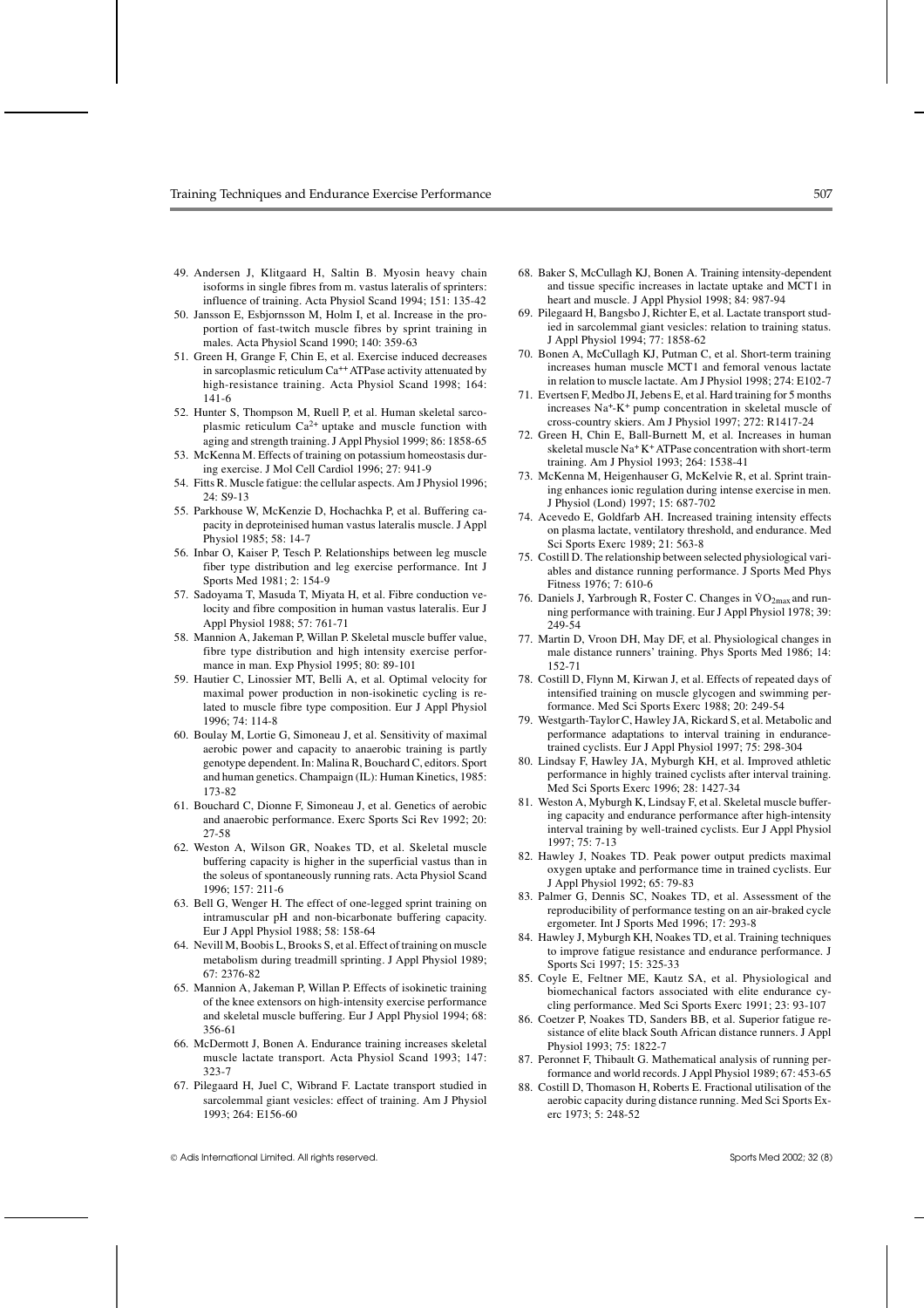49. Andersen J, Klitgaard H, Saltin B. Myosin heavy chain isoforms in single fibres from m. vastus lateralis of sprinters: influence of training. Acta Physiol Scand 1994; 151: 135-42
50. Jansson E, Esbjornsson M, Holm I, et al. Increase in the proportion of fast-twitch muscle fibres by sprint training in males. Acta Physiol Scand 1990; 140: 359-63
51. Green H, Grange F, Chin E, et al. Exercise induced decreases in sarcoplasmic reticulum $Ca^{++}$ ATPase activity attenuated by high-resistance training. Acta Physiol Scand 1998; 164: 141-6
52. Hunter S, Thompson M, Ruell P, et al. Human skeletal sarcoplasmic reticulum $Ca^{2+}$ uptake and muscle function with aging and strength training. J Appl Physiol 1999; 86: 1858-65
53. McKenna M. Effects of training on potassium homeostasis during exercise. J Mol Cell Cardiol 1996; 27: 941-9
54. Fitts R. Muscle fatigue: the cellular aspects. Am J Physiol 1996; 24: S9-13
55. Parkhouse W, McKenzie D, Hochachka P, et al. Buffering capacity in deproteinised human vastus lateralis muscle. J Appl Physiol 1985; 58: 14-7
56. Inbar O, Kaiser P, Tesch P. Relationships between leg muscle fiber type distribution and leg exercise performance. Int J Sports Med 1981; 2: 154-9
57. Sadoyama T, Masuda T, Miyata H, et al. Fibre conduction velocity and fibre composition in human vastus lateralis. Eur J Appl Physiol 1988; 57: 761-71
58. Mannion A, Jakeman P, Willan P. Skeletal muscle buffer value, fibre type distribution and high intensity exercise performance in man. Exp Physiol 1995; 80: 89-101
59. Hautier C, Linossier MT, Belli A, et al. Optimal velocity for maximal power production in non-isokinetic cycling is related to muscle fibre type composition. Eur J Appl Physiol 1996; 74: 114-8
60. Boulay M, Lortie G, Simoneau J, et al. Sensitivity of maximal aerobic power and capacity to anaerobic training is partly genotype dependent. In: Malina R, Bouchard C, editors. Sport and human genetics. Champaign (IL): Human Kinetics, 1985: 173-82
61. Bouchard C, Dionne F, Simoneau J, et al. Genetics of aerobic and anaerobic performance. Exerc Sports Sci Rev 1992; 20: 27-58
62. Weston A, Wilson GR, Noakes TD, et al. Skeletal muscle buffering capacity is higher in the superficial vastus than in the soleus of spontaneously running rats. Acta Physiol Scand 1996; 157: 211-6
63. Bell G, Wenger H. The effect of one-legged sprint training on intramuscular pH and non-bicarbonate buffering capacity. Eur J Appl Physiol 1988; 58: 158-64
64. Nevill M, Boobis L, Brooks S, et al. Effect of training on muscle metabolism during treadmill sprinting. J Appl Physiol 1989; 67: 2376-82
65. Mannion A, Jakeman P, Willan P. Effects of isokinetic training of the knee extensors on high-intensity exercise performance and skeletal muscle buffering. Eur J Appl Physiol 1994; 68: 356-61
66. McDermott J, Bonen A. Endurance training increases skeletal muscle lactate transport. Acta Physiol Scand 1993; 147: 323-7
67. Pilegaard H, Juel C, Wibrand F. Lactate transport studied in sarcolemmal giant vesicles: effect of training. Am J Physiol 1993; 264: E156-60
68. Baker S, McCullagh KJ, Bonen A. Training intensity-dependent and tissue specific increases in lactate uptake and MCT1 in heart and muscle. J Appl Physiol 1998; 84: 987-94
69. Pilegaard H, Bangsbo J, Richter E, et al. Lactate transport studied in sarcolemmal giant vesicles: relation to training status. J Appl Physiol 1994; 77: 1858-62
70. Bonen A, McCullagh KJ, Putman C, et al. Short-term training increases human muscle MCT1 and femoral venous lactate in relation to muscle lactate. Am J Physiol 1998; 274: E102-7
71. Evertsen F, Medbo JI, Jebens E, et al. Hard training for 5 months increases $Na^+$-$K^+$ pump concentration in skeletal muscle of cross-country skiers. Am J Physiol 1997; 272: R1417-24
72. Green H, Chin E, Ball-Burnett M, et al. Increases in human skeletal muscle $Na^+K^+$ ATPase concentration with short-term training. Am J Physiol 1993; 264: 1538-41
73. McKenna M, Heigenhauser G, McKelvie R, et al. Sprint training enhances ionic regulation during intense exercise in men. J Physiol (Lond) 1997; 15: 687-702
74. Acevedo E, Goldfarb AH. Increased training intensity effects on plasma lactate, ventilatory threshold, and endurance. Med Sci Sports Exerc 1989; 21: 563-8
75. Costill D. The relationship between selected physiological variables and distance running performance. J Sports Med Phys Fitness 1976; 7: 610-6
76. Daniels J, Yarbrough R, Foster C. Changes in $\dot{V}O_{2max}$ and running performance with training. Eur J Appl Physiol 1978; 39: 249-54
77. Martin D, Vroon DH, May DF, et al. Physiological changes in male distance runners' training. Phys Sports Med 1986; 14: 152-71
78. Costill D, Flynn M, Kirwan J, et al. Effects of repeated days of intensified training on muscle glycogen and swimming performance. Med Sci Sports Exerc 1988; 20: 249-54
79. Westgarth-Taylor C, Hawley JA, Rickard S, et al. Metabolic and performance adaptations to interval training in endurance-trained cyclists. Eur J Appl Physiol 1997; 75: 298-304
80. Lindsay F, Hawley JA, Myburgh KH, et al. Improved athletic performance in highly trained cyclists after interval training. Med Sci Sports Exerc 1996; 28: 1427-34
81. Weston A, Myburgh K, Lindsay F, et al. Skeletal muscle buffering capacity and endurance performance after high-intensity interval training by well-trained cyclists. Eur J Appl Physiol 1997; 75: 7-13
82. Hawley J, Noakes TD. Peak power output predicts maximal oxygen uptake and performance time in trained cyclists. Eur J Appl Physiol 1992; 65: 79-83
83. Palmer G, Dennis SC, Noakes TD, et al. Assessment of the reproducibility of performance testing on an air-braked cycle ergometer. Int J Sports Med 1996; 17: 293-8
84. Hawley J, Myburgh KH, Noakes TD, et al. Training techniques to improve fatigue resistance and endurance performance. J Sports Sci 1997; 15: 325-33
85. Coyle E, Feltner ME, Kautz SA, et al. Physiological and biomechanical factors associated with elite endurance cycling performance. Med Sci Sports Exerc 1991; 23: 93-107
86. Coetzer P, Noakes TD, Sanders BB, et al. Superior fatigue resistance of elite black South African distance runners. J Appl Physiol 1993; 75: 1822-7
87. Peronnet F, Thibault G. Mathematical analysis of running performance and world records. J Appl Physiol 1989; 67: 453-65
88. Costill D, Thomason H, Roberts E. Fractional utilisation of the aerobic capacity during distance running. Med Sci Sports Exerc 1973; 5: 248-52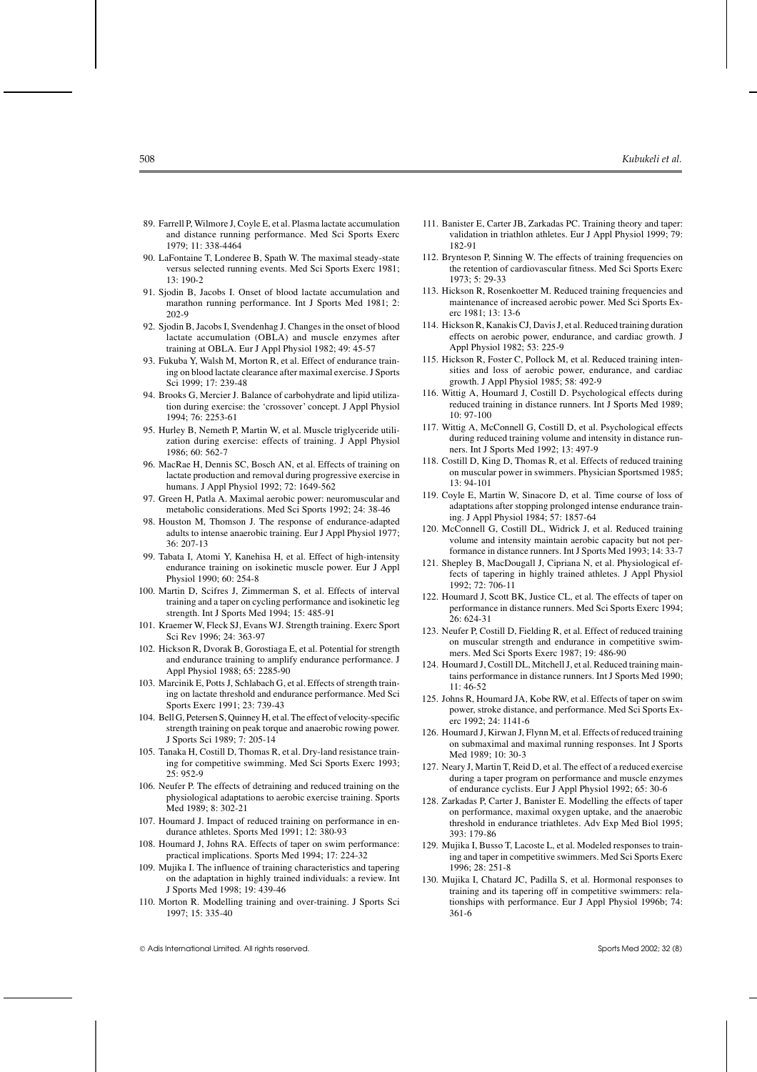89. Farrell P, Wilmore J, Coyle E, et al. Plasma lactate accumulation and distance running performance. Med Sci Sports Exerc 1979; 11: 338-4464
90. LaFontaine T, Londeree B, Spath W. The maximal steady-state versus selected running events. Med Sci Sports Exerc 1981; 13: 190-2
91. Sjodin B, Jacobs I. Onset of blood lactate accumulation and marathon running performance. Int J Sports Med 1981; 2: 202-9
92. Sjodin B, Jacobs I, Svendenhag J. Changes in the onset of blood lactate accumulation (OBLA) and muscle enzymes after training at OBLA. Eur J Appl Physiol 1982; 49: 45-57
93. Fukuba Y, Walsh M, Morton R, et al. Effect of endurance training on blood lactate clearance after maximal exercise. J Sports Sci 1999; 17: 239-48
94. Brooks G, Mercier J. Balance of carbohydrate and lipid utilization during exercise: the 'crossover' concept. J Appl Physiol 1994; 76: 2253-61
95. Hurley B, Nemeth P, Martin W, et al. Muscle triglyceride utilization during exercise: effects of training. J Appl Physiol 1986; 60: 562-7
96. MacRae H, Dennis SC, Bosch AN, et al. Effects of training on lactate production and removal during progressive exercise in humans. J Appl Physiol 1992; 72: 1649-562
97. Green H, Patla A. Maximal aerobic power: neuromuscular and metabolic considerations. Med Sci Sports 1992; 24: 38-46
98. Houston M, Thomson J. The response of endurance-adapted adults to intense anaerobic training. Eur J Appl Physiol 1977; 36: 207-13
99. Tabata I, Atomi Y, Kanehisa H, et al. Effect of high-intensity endurance training on isokinetic muscle power. Eur J Appl Physiol 1990; 60: 254-8
100. Martin D, Scifres J, Zimmerman S, et al. Effects of interval training and a taper on cycling performance and isokinetic leg strength. Int J Sports Med 1994; 15: 485-91
101. Kraemer W, Fleck SJ, Evans WJ. Strength training. Exerc Sport Sci Rev 1996; 24: 363-97
102. Hickson R, Dvorak B, Gorostiaga E, et al. Potential for strength and endurance training to amplify endurance performance. J Appl Physiol 1988; 65: 2285-90
103. Marcinik E, Potts J, Schlabach G, et al. Effects of strength training on lactate threshold and endurance performance. Med Sci Sports Exerc 1991; 23: 739-43
104. Bell G, Petersen S, Quinney H, et al. The effect of velocity-specific strength training on peak torque and anaerobic rowing power. J Sports Sci 1989; 7: 205-14
105. Tanaka H, Costill D, Thomas R, et al. Dry-land resistance training for competitive swimming. Med Sci Sports Exerc 1993; 25: 952-9
106. Neufer P. The effects of detraining and reduced training on the physiological adaptations to aerobic exercise training. Sports Med 1989; 8: 302-21
107. Houmard J. Impact of reduced training on performance in endurance athletes. Sports Med 1991; 12: 380-93
108. Houmard J, Johns RA. Effects of taper on swim performance: practical implications. Sports Med 1994; 17: 224-32
109. Mujika I. The influence of training characteristics and tapering on the adaptation in highly trained individuals: a review. Int J Sports Med 1998; 19: 439-46
110. Morton R. Modelling training and over-training. J Sports Sci 1997; 15: 335-40
111. Banister E, Carter JB, Zarkadas PC. Training theory and taper: validation in triathlon athletes. Eur J Appl Physiol 1999; 79: 182-91
112. Brynteson P, Sinning W. The effects of training frequencies on the retention of cardiovascular fitness. Med Sci Sports Exerc 1973; 5: 29-33
113. Hickson R, Rosenkoetter M. Reduced training frequencies and maintenance of increased aerobic power. Med Sci Sports Exerc 1981; 13: 13-6
114. Hickson R, Kanakis CJ, Davis J, et al. Reduced training duration effects on aerobic power, endurance, and cardiac growth. J Appl Physiol 1982; 53: 225-9
115. Hickson R, Foster C, Pollock M, et al. Reduced training intensities and loss of aerobic power, endurance, and cardiac growth. J Appl Physiol 1985; 58: 492-9
116. Wittig A, Houmard J, Costill D. Psychological effects during reduced training in distance runners. Int J Sports Med 1989; 10: 97-100
117. Wittig A, McConnell G, Costill D, et al. Psychological effects during reduced training volume and intensity in distance runners. Int J Sports Med 1992; 13: 497-9
118. Costill D, King D, Thomas R, et al. Effects of reduced training on muscular power in swimmers. Physician Sportsmed 1985; 13: 94-101
119. Coyle E, Martin W, Sinacore D, et al. Time course of loss of adaptations after stopping prolonged intense endurance training. J Appl Physiol 1984; 57: 1857-64
120. McConnell G, Costill DL, Widrick J, et al. Reduced training volume and intensity maintain aerobic capacity but not performance in distance runners. Int J Sports Med 1993; 14: 33-7
121. Shepley B, MacDougall J, Cipriana N, et al. Physiological effects of tapering in highly trained athletes. J Appl Physiol 1992; 72: 706-11
122. Houmard J, Scott BK, Justice CL, et al. The effects of taper on performance in distance runners. Med Sci Sports Exerc 1994; 26: 624-31
123. Neufer P, Costill D, Fielding R, et al. Effect of reduced training on muscular strength and endurance in competitive swimmers. Med Sci Sports Exerc 1987; 19: 486-90
124. Houmard J, Costill DL, Mitchell J, et al. Reduced training maintains performance in distance runners. Int J Sports Med 1990; 11: 46-52
125. Johns R, Houmard JA, Kobe RW, et al. Effects of taper on swim power, stroke distance, and performance. Med Sci Sports Exerc 1992; 24: 1141-6
126. Houmard J, Kirwan J, Flynn M, et al. Effects of reduced training on submaximal and maximal running responses. Int J Sports Med 1989; 10: 30-3
127. Neary J, Martin T, Reid D, et al. The effect of a reduced exercise during a taper program on performance and muscle enzymes of endurance cyclists. Eur J Appl Physiol 1992; 65: 30-6
128. Zarkadas P, Carter J, Banister E. Modelling the effects of taper on performance, maximal oxygen uptake, and the anaerobic threshold in endurance triathletes. Adv Exp Med Biol 1995; 393: 179-86
129. Mujika I, Busso T, Lacoste L, et al. Modeled responses to training and taper in competitive swimmers. Med Sci Sports Exerc 1996; 28: 251-8
130. Mujika I, Chatard JC, Padilla S, et al. Hormonal responses to training and its tapering off in competitive swimmers: relationships with performance. Eur J Appl Physiol 1996b; 74: 361-6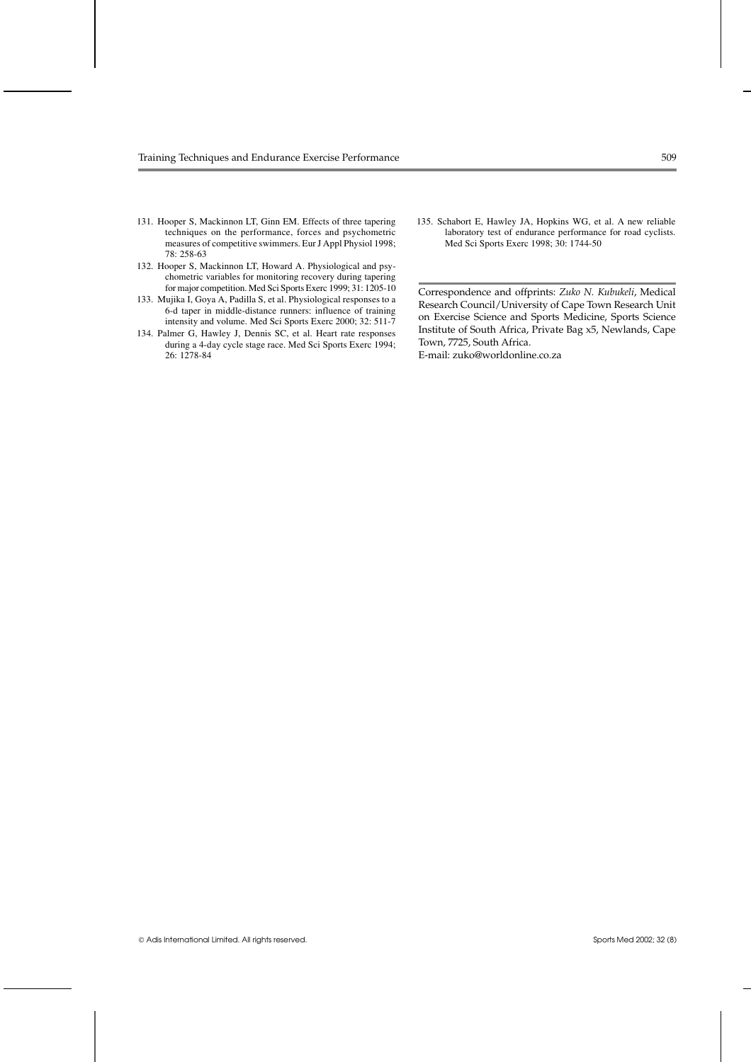131. Hooper S, Mackinnon LT, Ginn EM. Effects of three tapering techniques on the performance, forces and psychometric measures of competitive swimmers. Eur J Appl Physiol 1998; 78: 258-63

132. Hooper S, Mackinnon LT, Howard A. Physiological and psychometric variables for monitoring recovery during tapering for major competition. Med Sci Sports Exerc 1999; 31: 1205-10

133. Mujika I, Goya A, Padilla S, et al. Physiological responses to a 6-d taper in middle-distance runners: influence of training intensity and volume. Med Sci Sports Exerc 2000; 32: 511-7

134. Palmer G, Hawley J, Dennis SC, et al. Heart rate responses during a 4-day cycle stage race. Med Sci Sports Exerc 1994; 26: 1278-84

135. Schabort E, Hawley JA, Hopkins WG, et al. A new reliable laboratory test of endurance performance for road cyclists. Med Sci Sports Exerc 1998; 30: 1744-50

Correspondence and offprints: *Zuko N. Kubukeli*, Medical Research Council/University of Cape Town Research Unit on Exercise Science and Sports Medicine, Sports Science Institute of South Africa, Private Bag x5, Newlands, Cape Town, 7725, South Africa.
E-mail: zuko@worldonline.co.za